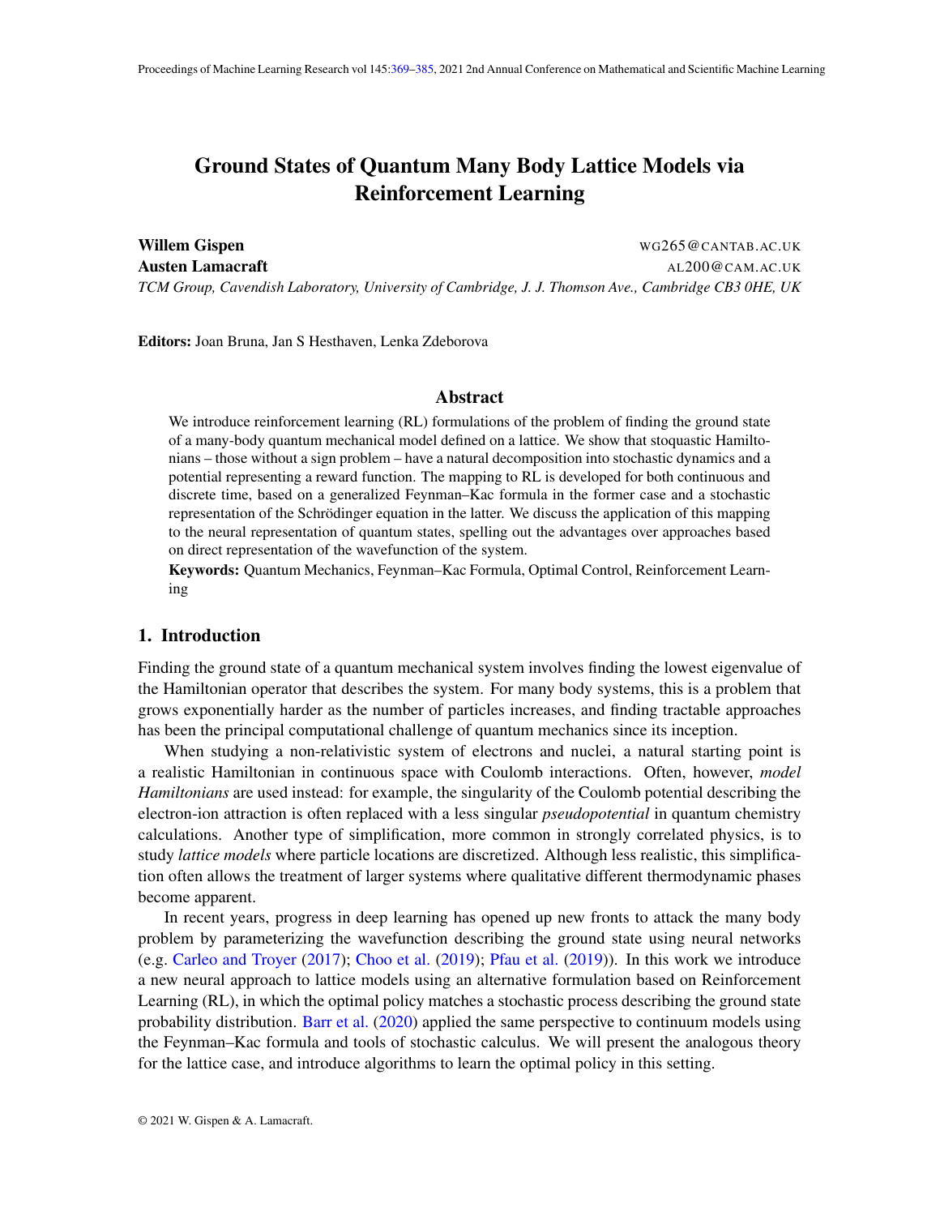# Ground States of Quantum Many Body Lattice Models via Reinforcement Learning

**Willem Gispen** WG265@CANTAB.AC.UK

**Austen Lamacraft** AL200@CAM.AC.UK

*TCM Group, Cavendish Laboratory, University of Cambridge, J. J. Thomson Ave., Cambridge CB3 0HE, UK*

**Editors:** Joan Bruna, Jan S Hesthaven, Lenka Zdeborova

## Abstract

We introduce reinforcement learning (RL) formulations of the problem of finding the ground state of a many-body quantum mechanical model defined on a lattice. We show that stoquastic Hamiltonians – those without a sign problem – have a natural decomposition into stochastic dynamics and a potential representing a reward function. The mapping to RL is developed for both continuous and discrete time, based on a generalized Feynman–Kac formula in the former case and a stochastic representation of the Schrödinger equation in the latter. We discuss the application of this mapping to the neural representation of quantum states, spelling out the advantages over approaches based on direct representation of the wavefunction of the system.

**Keywords:** Quantum Mechanics, Feynman–Kac Formula, Optimal Control, Reinforcement Learning

## 1. Introduction

Finding the ground state of a quantum mechanical system involves finding the lowest eigenvalue of the Hamiltonian operator that describes the system. For many body systems, this is a problem that grows exponentially harder as the number of particles increases, and finding tractable approaches has been the principal computational challenge of quantum mechanics since its inception.

When studying a non-relativistic system of electrons and nuclei, a natural starting point is a realistic Hamiltonian in continuous space with Coulomb interactions. Often, however, *model Hamiltonians* are used instead: for example, the singularity of the Coulomb potential describing the electron-ion attraction is often replaced with a less singular *pseudopotential* in quantum chemistry calculations. Another type of simplification, more common in strongly correlated physics, is to study *lattice models* where particle locations are discretized. Although less realistic, this simplification often allows the treatment of larger systems where qualitative different thermodynamic phases become apparent.

In recent years, progress in deep learning has opened up new fronts to attack the many body problem by parameterizing the wavefunction describing the ground state using neural networks (e.g. Carleo and Troyer (2017); Choo et al. (2019); Pfau et al. (2019)). In this work we introduce a new neural approach to lattice models using an alternative formulation based on Reinforcement Learning (RL), in which the optimal policy matches a stochastic process describing the ground state probability distribution. Barr et al. (2020) applied the same perspective to continuum models using the Feynman–Kac formula and tools of stochastic calculus. We will present the analogous theory for the lattice case, and introduce algorithms to learn the optimal policy in this setting.

© 2021 W. Gispen & A. Lamacraft.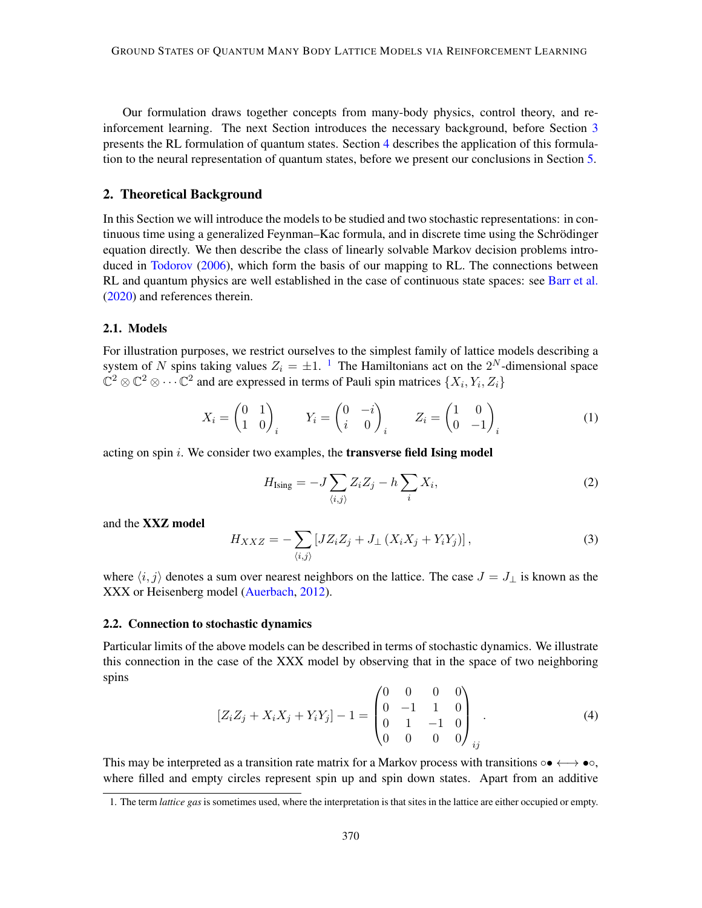Our formulation draws together concepts from many-body physics, control theory, and reinforcement learning. The next Section introduces the necessary background, before Section 3 presents the RL formulation of quantum states. Section 4 describes the application of this formulation to the neural representation of quantum states, before we present our conclusions in Section 5.

## 2. Theoretical Background

In this Section we will introduce the models to be studied and two stochastic representations: in continuous time using a generalized Feynman–Kac formula, and in discrete time using the Schrödinger equation directly. We then describe the class of linearly solvable Markov decision problems introduced in Todorov (2006), which form the basis of our mapping to RL. The connections between RL and quantum physics are well established in the case of continuous state spaces: see Barr et al. (2020) and references therein.

### 2.1. Models

For illustration purposes, we restrict ourselves to the simplest family of lattice models describing a system of $N$ spins taking values $Z_i = \pm 1$. [1] The Hamiltonians act on the $2^N$-dimensional space $\mathbb{C}^2 \otimes \mathbb{C}^2 \otimes \cdots \mathbb{C}^2$ and are expressed in terms of Pauli spin matrices $\{X_i, Y_i, Z_i\}$

$$
X_i = \begin{pmatrix} 0 & 1 \\ 1 & 0 \end{pmatrix}_i \qquad Y_i = \begin{pmatrix} 0 & -i \\ i & 0 \end{pmatrix}_i \qquad Z_i = \begin{pmatrix} 1 & 0 \\ 0 & -1 \end{pmatrix}_i \tag{1}
$$

acting on spin $i$. We consider two examples, the **transverse field Ising model**

$$
H_{\text{Ising}} = -J \sum_{\langle i,j \rangle} Z_i Z_j - h \sum_i X_i, \tag{2}
$$

and the **XXZ model**

$$
H_{XXZ} = - \sum_{\langle i,j \rangle} \left[ J Z_i Z_j + J_\perp \left( X_i X_j + Y_i Y_j \right) \right], \tag{3}
$$

where $\langle i, j \rangle$ denotes a sum over nearest neighbors on the lattice. The case $J = J_\perp$ is known as the XXX or Heisenberg model (Auerbach, 2012).

### 2.2. Connection to stochastic dynamics

Particular limits of the above models can be described in terms of stochastic dynamics. We illustrate this connection in the case of the XXX model by observing that in the space of two neighboring spins

$$
\left[ Z_i Z_j + X_i X_j + Y_i Y_j \right] - 1 = \begin{pmatrix} 0 & 0 & 0 & 0 \\ 0 & -1 & 1 & 0 \\ 0 & 1 & -1 & 0 \\ 0 & 0 & 0 & 0 \end{pmatrix}_{ij} . \tag{4}
$$

This may be interpreted as a transition rate matrix for a Markov process with transitions $\circ\bullet \longleftrightarrow \bullet\circ$, where filled and empty circles represent spin up and spin down states. Apart from an additive

1. The term *lattice gas* is sometimes used, where the interpretation is that sites in the lattice are either occupied or empty.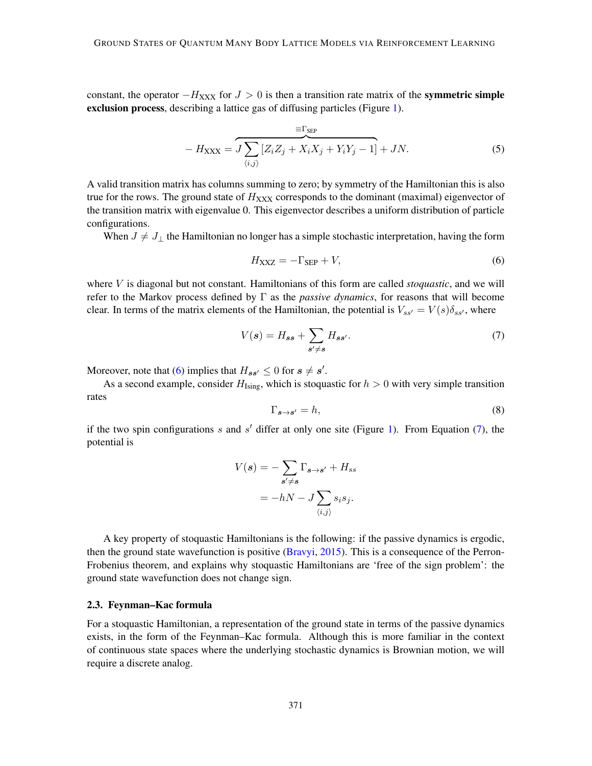constant, the operator $-H_{\text{XXX}}$ for $J > 0$ is then a transition rate matrix of the **symmetric simple exclusion process**, describing a lattice gas of diffusing particles (Figure 1).

$$-H_{\text{XXX}} = \overbrace{J\sum_{\langle i,j\rangle}\left[Z_iZ_j + X_iX_j + Y_iY_j - 1\right]}^{\equiv\Gamma_{\text{SEP}}} + JN. \tag{5}$$

A valid transition matrix has columns summing to zero; by symmetry of the Hamiltonian this is also true for the rows. The ground state of $H_{\text{XXX}}$ corresponds to the dominant (maximal) eigenvector of the transition matrix with eigenvalue 0. This eigenvector describes a uniform distribution of particle configurations.

When $J \neq J_\perp$ the Hamiltonian no longer has a simple stochastic interpretation, having the form

$$H_{\text{XXZ}} = -\Gamma_{\text{SEP}} + V, \tag{6}$$

where $V$ is diagonal but not constant. Hamiltonians of this form are called *stoquastic*, and we will refer to the Markov process defined by $\Gamma$ as the *passive dynamics*, for reasons that will become clear. In terms of the matrix elements of the Hamiltonian, the potential is $V_{ss'} = V(s)\delta_{ss'}$, where

$$V(\boldsymbol{s}) = H_{\boldsymbol{s}\boldsymbol{s}} + \sum_{\boldsymbol{s}'\neq\boldsymbol{s}} H_{\boldsymbol{s}\boldsymbol{s}'}. \tag{7}$$

Moreover, note that (6) implies that $H_{\boldsymbol{s}\boldsymbol{s}'} \leq 0$ for $\boldsymbol{s} \neq \boldsymbol{s}'$.

As a second example, consider $H_{\text{Ising}}$, which is stoquastic for $h > 0$ with very simple transition rates

$$\Gamma_{\boldsymbol{s}\to\boldsymbol{s}'} = h, \tag{8}$$

if the two spin configurations $s$ and $s'$ differ at only one site (Figure 1). From Equation (7), the potential is

$$\begin{aligned} V(\boldsymbol{s}) &= -\sum_{\boldsymbol{s}'\neq\boldsymbol{s}} \Gamma_{\boldsymbol{s}\to\boldsymbol{s}'} + H_{ss} \\ &= -hN - J\sum_{\langle i,j\rangle} s_is_j. \end{aligned}$$

A key property of stoquastic Hamiltonians is the following: if the passive dynamics is ergodic, then the ground state wavefunction is positive (Bravyi, 2015). This is a consequence of the Perron-Frobenius theorem, and explains why stoquastic Hamiltonians are 'free of the sign problem': the ground state wavefunction does not change sign.

### 2.3. Feynman–Kac formula

For a stoquastic Hamiltonian, a representation of the ground state in terms of the passive dynamics exists, in the form of the Feynman–Kac formula. Although this is more familiar in the context of continuous state spaces where the underlying stochastic dynamics is Brownian motion, we will require a discrete analog.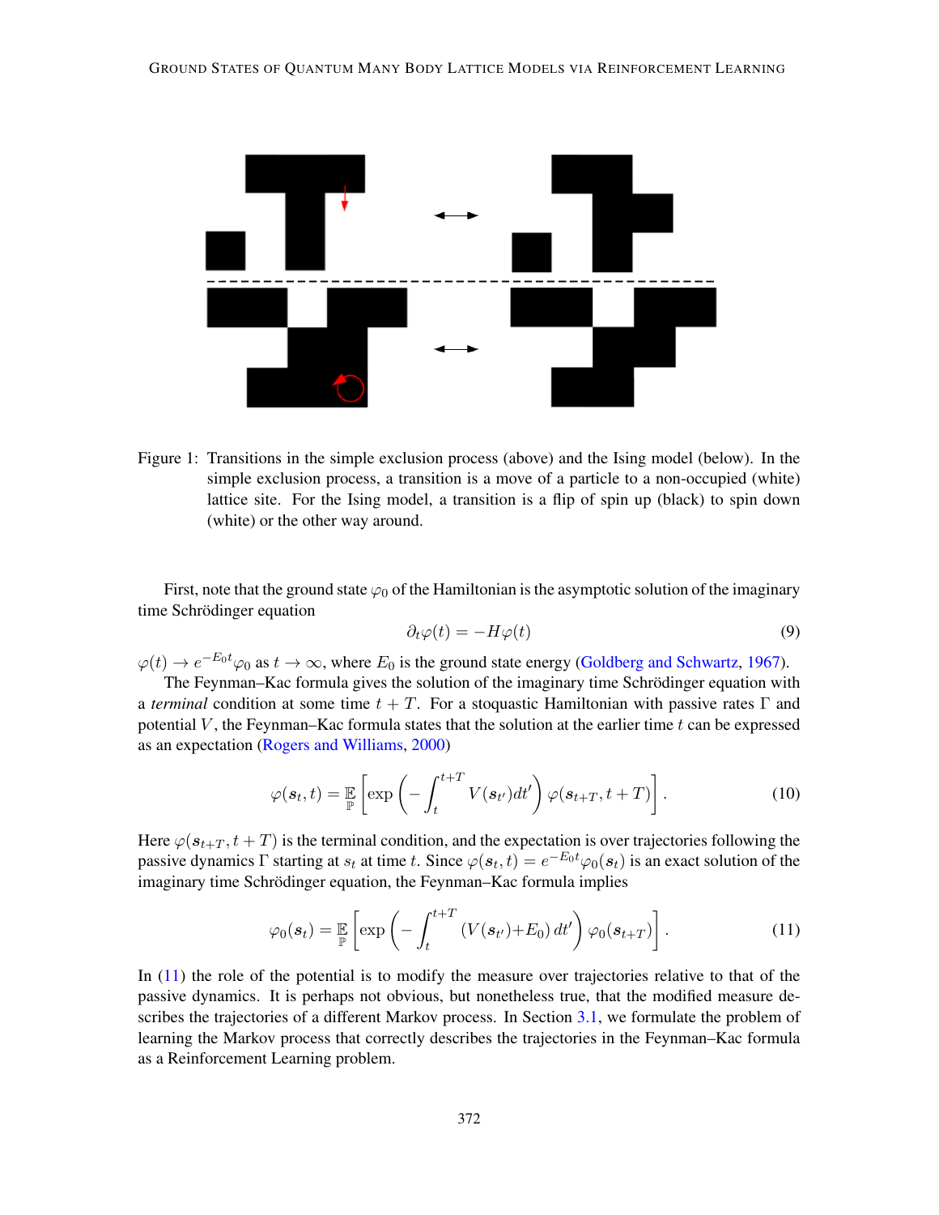Figure 1: Transitions in the simple exclusion process (above) and the Ising model (below). In the simple exclusion process, a transition is a move of a particle to a non-occupied (white) lattice site. For the Ising model, a transition is a flip of spin up (black) to spin down (white) or the other way around.

First, note that the ground state $\varphi_0$ of the Hamiltonian is the asymptotic solution of the imaginary time Schrödinger equation

$$\partial_t \varphi(t) = -H\varphi(t) \tag{9}$$

$\varphi(t) \to e^{-E_0 t}\varphi_0$ as $t \to \infty$, where $E_0$ is the ground state energy (Goldberg and Schwartz, 1967).

The Feynman–Kac formula gives the solution of the imaginary time Schrödinger equation with a *terminal* condition at some time $t+T$. For a stoquastic Hamiltonian with passive rates $\Gamma$ and potential $V$, the Feynman–Kac formula states that the solution at the earlier time $t$ can be expressed as an expectation (Rogers and Williams, 2000)

$$\varphi(\boldsymbol{s}_t, t) = \mathop{\mathbb{E}}_{\mathbb{P}}\left[\exp\left(-\int_t^{t+T} V(\boldsymbol{s}_{t'})dt'\right)\varphi(\boldsymbol{s}_{t+T}, t+T)\right]. \tag{10}$$

Here $\varphi(\boldsymbol{s}_{t+T}, t+T)$ is the terminal condition, and the expectation is over trajectories following the passive dynamics $\Gamma$ starting at $s_t$ at time $t$. Since $\varphi(\boldsymbol{s}_t, t) = e^{-E_0 t}\varphi_0(\boldsymbol{s}_t)$ is an exact solution of the imaginary time Schrödinger equation, the Feynman–Kac formula implies

$$\varphi_0(\boldsymbol{s}_t) = \mathop{\mathbb{E}}_{\mathbb{P}}\left[\exp\left(-\int_t^{t+T} (V(\boldsymbol{s}_{t'}) + E_0)\, dt'\right)\varphi_0(\boldsymbol{s}_{t+T})\right]. \tag{11}$$

In (11) the role of the potential is to modify the measure over trajectories relative to that of the passive dynamics. It is perhaps not obvious, but nonetheless true, that the modified measure describes the trajectories of a different Markov process. In Section 3.1, we formulate the problem of learning the Markov process that correctly describes the trajectories in the Feynman–Kac formula as a Reinforcement Learning problem.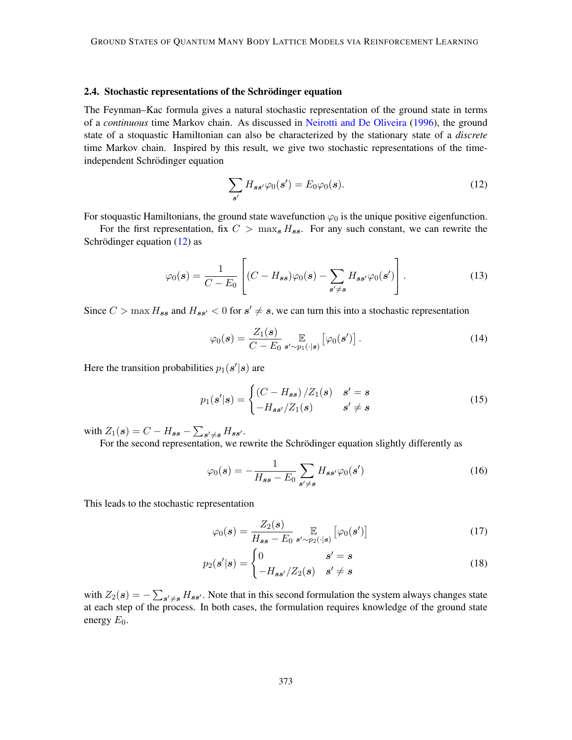### 2.4. Stochastic representations of the Schrödinger equation

The Feynman–Kac formula gives a natural stochastic representation of the ground state in terms of a *continuous* time Markov chain. As discussed in Neirotti and De Oliveira (1996), the ground state of a stoquastic Hamiltonian can also be characterized by the stationary state of a *discrete* time Markov chain. Inspired by this result, we give two stochastic representations of the time-independent Schrödinger equation

$$\sum_{\boldsymbol{s}'} H_{\boldsymbol{s}\boldsymbol{s}'} \varphi_0(\boldsymbol{s}') = E_0 \varphi_0(\boldsymbol{s}). \tag{12}$$

For stoquastic Hamiltonians, the ground state wavefunction $\varphi_0$ is the unique positive eigenfunction.

For the first representation, fix $C > \max_{\boldsymbol{s}} H_{\boldsymbol{s}\boldsymbol{s}}$. For any such constant, we can rewrite the Schrödinger equation (12) as

$$\varphi_0(\boldsymbol{s}) = \frac{1}{C - E_0} \left[ (C - H_{\boldsymbol{s}\boldsymbol{s}}) \varphi_0(\boldsymbol{s}) - \sum_{\boldsymbol{s}' \neq \boldsymbol{s}} H_{\boldsymbol{s}\boldsymbol{s}'} \varphi_0(\boldsymbol{s}') \right]. \tag{13}$$

Since $C > \max H_{\boldsymbol{s}\boldsymbol{s}}$ and $H_{\boldsymbol{s}\boldsymbol{s}'} < 0$ for $\boldsymbol{s}' \neq \boldsymbol{s}$, we can turn this into a stochastic representation

$$\varphi_0(\boldsymbol{s}) = \frac{Z_1(\boldsymbol{s})}{C - E_0} \mathop{\mathbb{E}}_{\boldsymbol{s}' \sim p_1(\cdot|\boldsymbol{s})} \left[ \varphi_0(\boldsymbol{s}') \right]. \tag{14}$$

Here the transition probabilities $p_1(\boldsymbol{s}'|\boldsymbol{s})$ are

$$p_1(\boldsymbol{s}'|\boldsymbol{s}) = \begin{cases} (C - H_{\boldsymbol{s}\boldsymbol{s}}) / Z_1(\boldsymbol{s}) & \boldsymbol{s}' = \boldsymbol{s} \\ -H_{\boldsymbol{s}\boldsymbol{s}'} / Z_1(\boldsymbol{s}) & \boldsymbol{s}' \neq \boldsymbol{s} \end{cases} \tag{15}$$

with $Z_1(\boldsymbol{s}) = C - H_{\boldsymbol{s}\boldsymbol{s}} - \sum_{\boldsymbol{s}' \neq \boldsymbol{s}} H_{\boldsymbol{s}\boldsymbol{s}'}$.

For the second representation, we rewrite the Schrödinger equation slightly differently as

$$\varphi_0(\boldsymbol{s}) = -\frac{1}{H_{\boldsymbol{s}\boldsymbol{s}} - E_0} \sum_{\boldsymbol{s}' \neq \boldsymbol{s}} H_{\boldsymbol{s}\boldsymbol{s}'} \varphi_0(\boldsymbol{s}') \tag{16}$$

This leads to the stochastic representation

$$\varphi_0(\boldsymbol{s}) = \frac{Z_2(\boldsymbol{s})}{H_{\boldsymbol{s}\boldsymbol{s}} - E_0} \mathop{\mathbb{E}}_{\boldsymbol{s}' \sim p_2(\cdot|\boldsymbol{s})} \left[ \varphi_0(\boldsymbol{s}') \right] \tag{17}$$

$$p_2(\boldsymbol{s}'|\boldsymbol{s}) = \begin{cases} 0 & \boldsymbol{s}' = \boldsymbol{s} \\ -H_{\boldsymbol{s}\boldsymbol{s}'} / Z_2(\boldsymbol{s}) & \boldsymbol{s}' \neq \boldsymbol{s} \end{cases} \tag{18}$$

with $Z_2(\boldsymbol{s}) = -\sum_{\boldsymbol{s}' \neq \boldsymbol{s}} H_{\boldsymbol{s}\boldsymbol{s}'}$. Note that in this second formulation the system always changes state at each step of the process. In both cases, the formulation requires knowledge of the ground state energy $E_0$.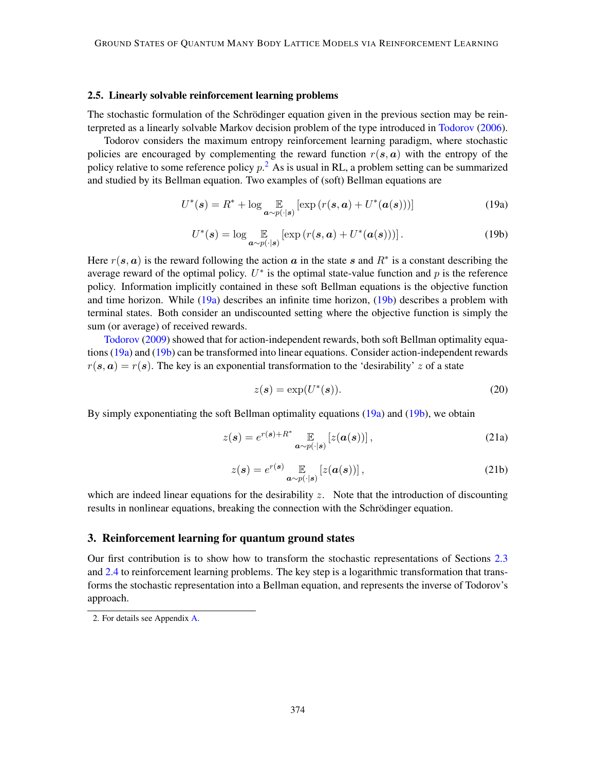### 2.5. Linearly solvable reinforcement learning problems

The stochastic formulation of the Schrödinger equation given in the previous section may be reinterpreted as a linearly solvable Markov decision problem of the type introduced in Todorov (2006).

Todorov considers the maximum entropy reinforcement learning paradigm, where stochastic policies are encouraged by complementing the reward function $r(\boldsymbol{s}, \boldsymbol{a})$ with the entropy of the policy relative to some reference policy $p$.[2] As is usual in RL, a problem setting can be summarized and studied by its Bellman equation. Two examples of (soft) Bellman equations are

$$U^*(\boldsymbol{s}) = R^* + \log \mathop{\mathbb{E}}_{\boldsymbol{a}\sim p(\cdot|\boldsymbol{s})} \left[\exp\left(r(\boldsymbol{s}, \boldsymbol{a}) + U^*(\boldsymbol{a}(\boldsymbol{s}))\right)\right] \tag{19a}$$

$$U^*(\boldsymbol{s}) = \log \mathop{\mathbb{E}}_{\boldsymbol{a}\sim p(\cdot|\boldsymbol{s})} \left[\exp\left(r(\boldsymbol{s}, \boldsymbol{a}) + U^*(\boldsymbol{a}(\boldsymbol{s}))\right)\right]. \tag{19b}$$

Here $r(\boldsymbol{s}, \boldsymbol{a})$ is the reward following the action $\boldsymbol{a}$ in the state $\boldsymbol{s}$ and $R^*$ is a constant describing the average reward of the optimal policy. $U^*$ is the optimal state-value function and $p$ is the reference policy. Information implicitly contained in these soft Bellman equations is the objective function and time horizon. While (19a) describes an infinite time horizon, (19b) describes a problem with terminal states. Both consider an undiscounted setting where the objective function is simply the sum (or average) of received rewards.

Todorov (2009) showed that for action-independent rewards, both soft Bellman optimality equations (19a) and (19b) can be transformed into linear equations. Consider action-independent rewards $r(\boldsymbol{s}, \boldsymbol{a}) = r(\boldsymbol{s})$. The key is an exponential transformation to the 'desirability' $z$ of a state

$$z(\boldsymbol{s}) = \exp(U^*(\boldsymbol{s})). \tag{20}$$

By simply exponentiating the soft Bellman optimality equations (19a) and (19b), we obtain

$$z(\boldsymbol{s}) = e^{r(\boldsymbol{s})+R^*} \mathop{\mathbb{E}}_{\boldsymbol{a}\sim p(\cdot|\boldsymbol{s})} \left[z(\boldsymbol{a}(\boldsymbol{s}))\right], \tag{21a}$$

$$z(\boldsymbol{s}) = e^{r(\boldsymbol{s})} \mathop{\mathbb{E}}_{\boldsymbol{a}\sim p(\cdot|\boldsymbol{s})} \left[z(\boldsymbol{a}(\boldsymbol{s}))\right], \tag{21b}$$

which are indeed linear equations for the desirability $z$. Note that the introduction of discounting results in nonlinear equations, breaking the connection with the Schrödinger equation.

## 3. Reinforcement learning for quantum ground states

Our first contribution is to show how to transform the stochastic representations of Sections 2.3 and 2.4 to reinforcement learning problems. The key step is a logarithmic transformation that transforms the stochastic representation into a Bellman equation, and represents the inverse of Todorov's approach.

2. For details see Appendix A.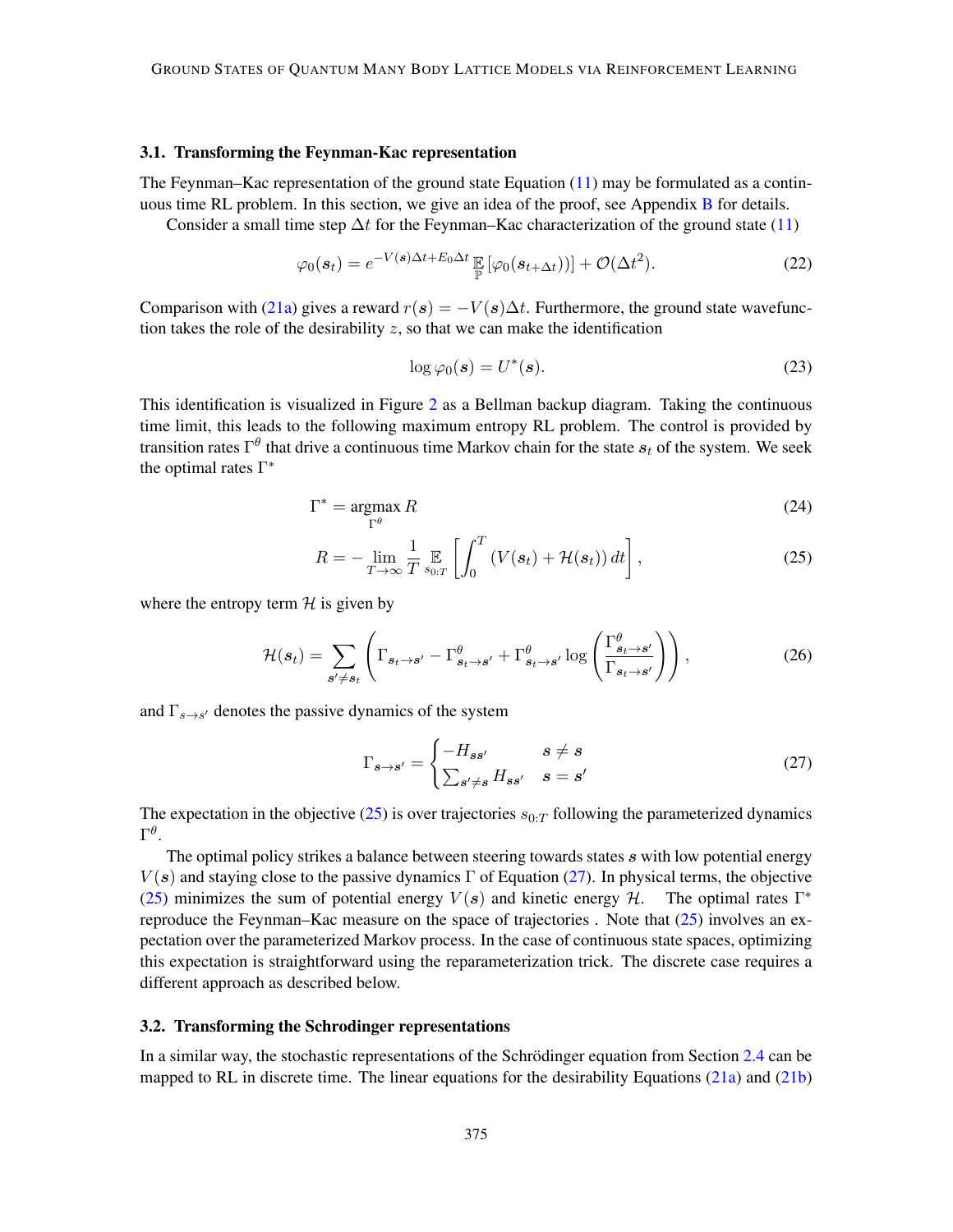### 3.1. Transforming the Feynman-Kac representation

The Feynman–Kac representation of the ground state Equation (11) may be formulated as a continuous time RL problem. In this section, we give an idea of the proof, see Appendix B for details.

Consider a small time step $\Delta t$ for the Feynman–Kac characterization of the ground state (11)

$$\varphi_0(\boldsymbol{s}_t) = e^{-V(\boldsymbol{s})\Delta t + E_0 \Delta t} \mathop{\mathbb{E}}_{\mathbb{P}} \left[\varphi_0(\boldsymbol{s}_{t+\Delta t})\right] + \mathcal{O}(\Delta t^2). \tag{22}$$

Comparison with (21a) gives a reward $r(\boldsymbol{s}) = -V(\boldsymbol{s})\Delta t$. Furthermore, the ground state wavefunction takes the role of the desirability $z$, so that we can make the identification

$$\log \varphi_0(\boldsymbol{s}) = U^*(\boldsymbol{s}). \tag{23}$$

This identification is visualized in Figure 2 as a Bellman backup diagram. Taking the continuous time limit, this leads to the following maximum entropy RL problem. The control is provided by transition rates $\Gamma^\theta$ that drive a continuous time Markov chain for the state $\boldsymbol{s}_t$ of the system. We seek the optimal rates $\Gamma^*$

$$\Gamma^* = \underset{\Gamma^\theta}{\operatorname{argmax}}\, R \tag{24}$$

$$R = -\lim_{T\to\infty} \frac{1}{T} \mathop{\mathbb{E}}_{s_{0:T}} \left[\int_0^T \left(V(\boldsymbol{s}_t) + \mathcal{H}(\boldsymbol{s}_t)\right) dt\right], \tag{25}$$

where the entropy term $\mathcal{H}$ is given by

$$\mathcal{H}(\boldsymbol{s}_t) = \sum_{\boldsymbol{s}' \neq \boldsymbol{s}_t} \left( \Gamma_{\boldsymbol{s}_t \to \boldsymbol{s}'} - \Gamma^\theta_{\boldsymbol{s}_t \to \boldsymbol{s}'} + \Gamma^\theta_{\boldsymbol{s}_t \to \boldsymbol{s}'} \log\left(\frac{\Gamma^\theta_{\boldsymbol{s}_t \to \boldsymbol{s}'}}{\Gamma_{\boldsymbol{s}_t \to \boldsymbol{s}'}}\right)\right), \tag{26}$$

and $\Gamma_{s \to s'}$ denotes the passive dynamics of the system

$$\Gamma_{\boldsymbol{s}\to\boldsymbol{s}'} = \begin{cases} -H_{\boldsymbol{s}\boldsymbol{s}'} & \boldsymbol{s} \neq \boldsymbol{s} \\ \sum_{\boldsymbol{s}'\neq \boldsymbol{s}} H_{\boldsymbol{s}\boldsymbol{s}'} & \boldsymbol{s} = \boldsymbol{s}' \end{cases} \tag{27}$$

The expectation in the objective (25) is over trajectories $s_{0:T}$ following the parameterized dynamics $\Gamma^\theta$.

The optimal policy strikes a balance between steering towards states $\boldsymbol{s}$ with low potential energy $V(\boldsymbol{s})$ and staying close to the passive dynamics $\Gamma$ of Equation (27). In physical terms, the objective (25) minimizes the sum of potential energy $V(\boldsymbol{s})$ and kinetic energy $\mathcal{H}$. The optimal rates $\Gamma^*$ reproduce the Feynman–Kac measure on the space of trajectories . Note that (25) involves an expectation over the parameterized Markov process. In the case of continuous state spaces, optimizing this expectation is straightforward using the reparameterization trick. The discrete case requires a different approach as described below.

### 3.2. Transforming the Schrodinger representations

In a similar way, the stochastic representations of the Schrödinger equation from Section 2.4 can be mapped to RL in discrete time. The linear equations for the desirability Equations (21a) and (21b)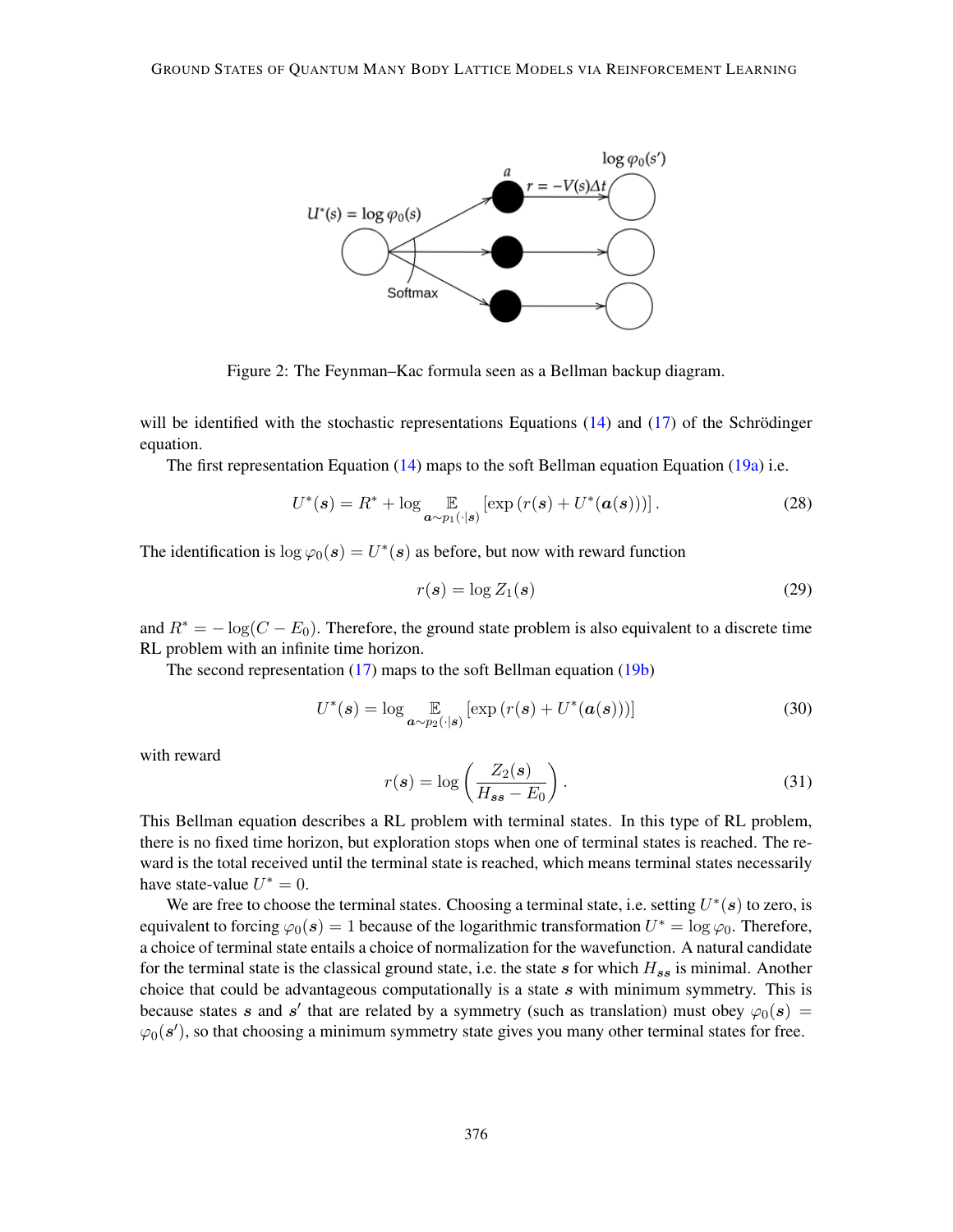Figure 2: The Feynman–Kac formula seen as a Bellman backup diagram.

will be identified with the stochastic representations Equations (14) and (17) of the Schrödinger equation.

The first representation Equation (14) maps to the soft Bellman equation Equation (19a) i.e.

$$U^*(\boldsymbol{s}) = R^* + \log \mathop{\mathbb{E}}_{\boldsymbol{a}\sim p_1(\cdot|\boldsymbol{s})} \left[\exp\left(r(\boldsymbol{s}) + U^*(\boldsymbol{a}(\boldsymbol{s}))\right)\right]. \tag{28}$$

The identification is $\log \varphi_0(\boldsymbol{s}) = U^*(\boldsymbol{s})$ as before, but now with reward function

$$r(\boldsymbol{s}) = \log Z_1(\boldsymbol{s}) \tag{29}$$

and $R^* = -\log(C - E_0)$. Therefore, the ground state problem is also equivalent to a discrete time RL problem with an infinite time horizon.

The second representation (17) maps to the soft Bellman equation (19b)

$$U^*(\boldsymbol{s}) = \log \mathop{\mathbb{E}}_{\boldsymbol{a}\sim p_2(\cdot|\boldsymbol{s})} \left[\exp\left(r(\boldsymbol{s}) + U^*(\boldsymbol{a}(\boldsymbol{s}))\right)\right] \tag{30}$$

with reward

$$r(\boldsymbol{s}) = \log\left(\frac{Z_2(\boldsymbol{s})}{H_{\boldsymbol{s}\boldsymbol{s}} - E_0}\right). \tag{31}$$

This Bellman equation describes a RL problem with terminal states. In this type of RL problem, there is no fixed time horizon, but exploration stops when one of terminal states is reached. The reward is the total received until the terminal state is reached, which means terminal states necessarily have state-value $U^* = 0$.

We are free to choose the terminal states. Choosing a terminal state, i.e. setting $U^*(\boldsymbol{s})$ to zero, is equivalent to forcing $\varphi_0(\boldsymbol{s}) = 1$ because of the logarithmic transformation $U^* = \log \varphi_0$. Therefore, a choice of terminal state entails a choice of normalization for the wavefunction. A natural candidate for the terminal state is the classical ground state, i.e. the state $\boldsymbol{s}$ for which $H_{\boldsymbol{s}\boldsymbol{s}}$ is minimal. Another choice that could be advantageous computationally is a state $\boldsymbol{s}$ with minimum symmetry. This is because states $\boldsymbol{s}$ and $\boldsymbol{s}'$ that are related by a symmetry (such as translation) must obey $\varphi_0(\boldsymbol{s}) = \varphi_0(\boldsymbol{s}')$, so that choosing a minimum symmetry state gives you many other terminal states for free.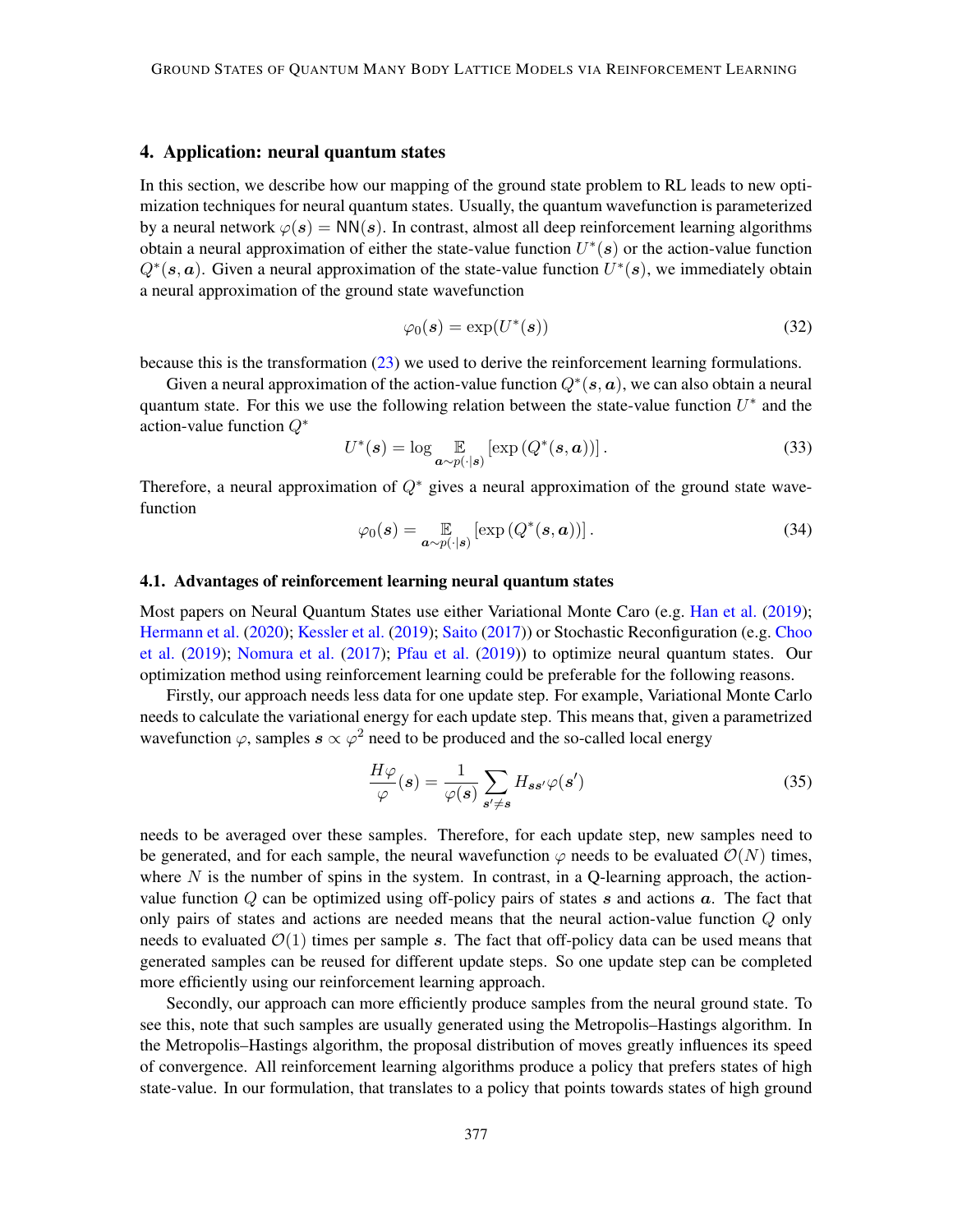## 4. Application: neural quantum states

In this section, we describe how our mapping of the ground state problem to RL leads to new optimization techniques for neural quantum states. Usually, the quantum wavefunction is parameterized by a neural network $\varphi(\boldsymbol{s}) = \mathsf{NN}(\boldsymbol{s})$. In contrast, almost all deep reinforcement learning algorithms obtain a neural approximation of either the state-value function $U^*(\boldsymbol{s})$ or the action-value function $Q^*(\boldsymbol{s}, \boldsymbol{a})$. Given a neural approximation of the state-value function $U^*(\boldsymbol{s})$, we immediately obtain a neural approximation of the ground state wavefunction

$$\varphi_0(\boldsymbol{s}) = \exp(U^*(\boldsymbol{s})) \tag{32}$$

because this is the transformation (23) we used to derive the reinforcement learning formulations.

Given a neural approximation of the action-value function $Q^*(\boldsymbol{s}, \boldsymbol{a})$, we can also obtain a neural quantum state. For this we use the following relation between the state-value function $U^*$ and the action-value function $Q^*$

$$U^*(\boldsymbol{s}) = \log \mathop{\mathbb{E}}_{\boldsymbol{a} \sim p(\cdot|\boldsymbol{s})} \left[\exp\left(Q^*(\boldsymbol{s}, \boldsymbol{a})\right)\right]. \tag{33}$$

Therefore, a neural approximation of $Q^*$ gives a neural approximation of the ground state wavefunction

$$\varphi_0(\boldsymbol{s}) = \mathop{\mathbb{E}}_{\boldsymbol{a} \sim p(\cdot|\boldsymbol{s})} \left[\exp\left(Q^*(\boldsymbol{s}, \boldsymbol{a})\right)\right]. \tag{34}$$

### 4.1. Advantages of reinforcement learning neural quantum states

Most papers on Neural Quantum States use either Variational Monte Caro (e.g. Han et al. (2019); Hermann et al. (2020); Kessler et al. (2019); Saito (2017)) or Stochastic Reconfiguration (e.g. Choo et al. (2019); Nomura et al. (2017); Pfau et al. (2019)) to optimize neural quantum states. Our optimization method using reinforcement learning could be preferable for the following reasons.

Firstly, our approach needs less data for one update step. For example, Variational Monte Carlo needs to calculate the variational energy for each update step. This means that, given a parametrized wavefunction $\varphi$, samples $\boldsymbol{s} \propto \varphi^2$ need to be produced and the so-called local energy

$$\frac{H\varphi}{\varphi}(\boldsymbol{s}) = \frac{1}{\varphi(\boldsymbol{s})} \sum_{\boldsymbol{s}' \neq \boldsymbol{s}} H_{\boldsymbol{s}\boldsymbol{s}'} \varphi(\boldsymbol{s}') \tag{35}$$

needs to be averaged over these samples. Therefore, for each update step, new samples need to be generated, and for each sample, the neural wavefunction $\varphi$ needs to be evaluated $\mathcal{O}(N)$ times, where $N$ is the number of spins in the system. In contrast, in a Q-learning approach, the action-value function $Q$ can be optimized using off-policy pairs of states $\boldsymbol{s}$ and actions $\boldsymbol{a}$. The fact that only pairs of states and actions are needed means that the neural action-value function $Q$ only needs to evaluated $\mathcal{O}(1)$ times per sample $\boldsymbol{s}$. The fact that off-policy data can be used means that generated samples can be reused for different update steps. So one update step can be completed more efficiently using our reinforcement learning approach.

Secondly, our approach can more efficiently produce samples from the neural ground state. To see this, note that such samples are usually generated using the Metropolis–Hastings algorithm. In the Metropolis–Hastings algorithm, the proposal distribution of moves greatly influences its speed of convergence. All reinforcement learning algorithms produce a policy that prefers states of high state-value. In our formulation, that translates to a policy that points towards states of high ground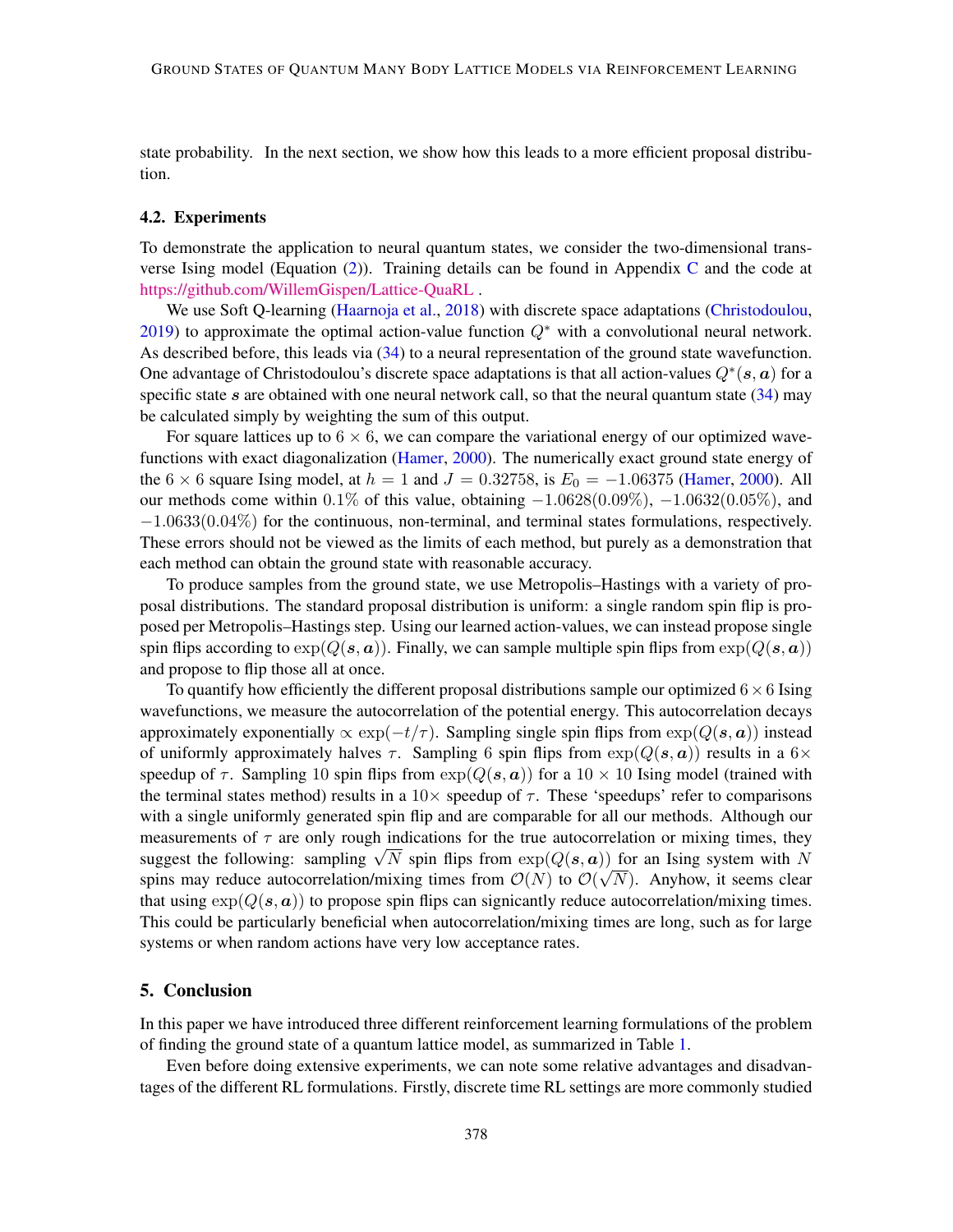state probability. In the next section, we show how this leads to a more efficient proposal distribution.

### 4.2. Experiments

To demonstrate the application to neural quantum states, we consider the two-dimensional transverse Ising model (Equation (2)). Training details can be found in Appendix C and the code at https://github.com/WillemGispen/Lattice-QuaRL .

We use Soft Q-learning (Haarnoja et al., 2018) with discrete space adaptations (Christodoulou, 2019) to approximate the optimal action-value function $Q^*$ with a convolutional neural network. As described before, this leads via (34) to a neural representation of the ground state wavefunction. One advantage of Christodoulou's discrete space adaptations is that all action-values $Q^*(\boldsymbol{s}, \boldsymbol{a})$ for a specific state $\boldsymbol{s}$ are obtained with one neural network call, so that the neural quantum state (34) may be calculated simply by weighting the sum of this output.

For square lattices up to $6 \times 6$, we can compare the variational energy of our optimized wavefunctions with exact diagonalization (Hamer, 2000). The numerically exact ground state energy of the $6 \times 6$ square Ising model, at $h = 1$ and $J = 0.32758$, is $E_0 = -1.06375$ (Hamer, 2000). All our methods come within $0.1\%$ of this value, obtaining $-1.0628(0.09\%)$, $-1.0632(0.05\%)$, and $-1.0633(0.04\%)$ for the continuous, non-terminal, and terminal states formulations, respectively. These errors should not be viewed as the limits of each method, but purely as a demonstration that each method can obtain the ground state with reasonable accuracy.

To produce samples from the ground state, we use Metropolis–Hastings with a variety of proposal distributions. The standard proposal distribution is uniform: a single random spin flip is proposed per Metropolis–Hastings step. Using our learned action-values, we can instead propose single spin flips according to $\exp(Q(\boldsymbol{s}, \boldsymbol{a}))$. Finally, we can sample multiple spin flips from $\exp(Q(\boldsymbol{s}, \boldsymbol{a}))$ and propose to flip those all at once.

To quantify how efficiently the different proposal distributions sample our optimized $6 \times 6$ Ising wavefunctions, we measure the autocorrelation of the potential energy. This autocorrelation decays approximately exponentially $\propto \exp(-t/\tau)$. Sampling single spin flips from $\exp(Q(\boldsymbol{s}, \boldsymbol{a}))$ instead of uniformly approximately halves $\tau$. Sampling 6 spin flips from $\exp(Q(\boldsymbol{s}, \boldsymbol{a}))$ results in a $6\times$ speedup of $\tau$. Sampling 10 spin flips from $\exp(Q(\boldsymbol{s}, \boldsymbol{a}))$ for a $10 \times 10$ Ising model (trained with the terminal states method) results in a $10\times$ speedup of $\tau$. These 'speedups' refer to comparisons with a single uniformly generated spin flip and are comparable for all our methods. Although our measurements of $\tau$ are only rough indications for the true autocorrelation or mixing times, they suggest the following: sampling $\sqrt{N}$ spin flips from $\exp(Q(\boldsymbol{s}, \boldsymbol{a}))$ for an Ising system with $N$ spins may reduce autocorrelation/mixing times from $\mathcal{O}(N)$ to $\mathcal{O}(\sqrt{N})$. Anyhow, it seems clear that using $\exp(Q(\boldsymbol{s}, \boldsymbol{a}))$ to propose spin flips can signicantly reduce autocorrelation/mixing times. This could be particularly beneficial when autocorrelation/mixing times are long, such as for large systems or when random actions have very low acceptance rates.

## 5. Conclusion

In this paper we have introduced three different reinforcement learning formulations of the problem of finding the ground state of a quantum lattice model, as summarized in Table 1.

Even before doing extensive experiments, we can note some relative advantages and disadvantages of the different RL formulations. Firstly, discrete time RL settings are more commonly studied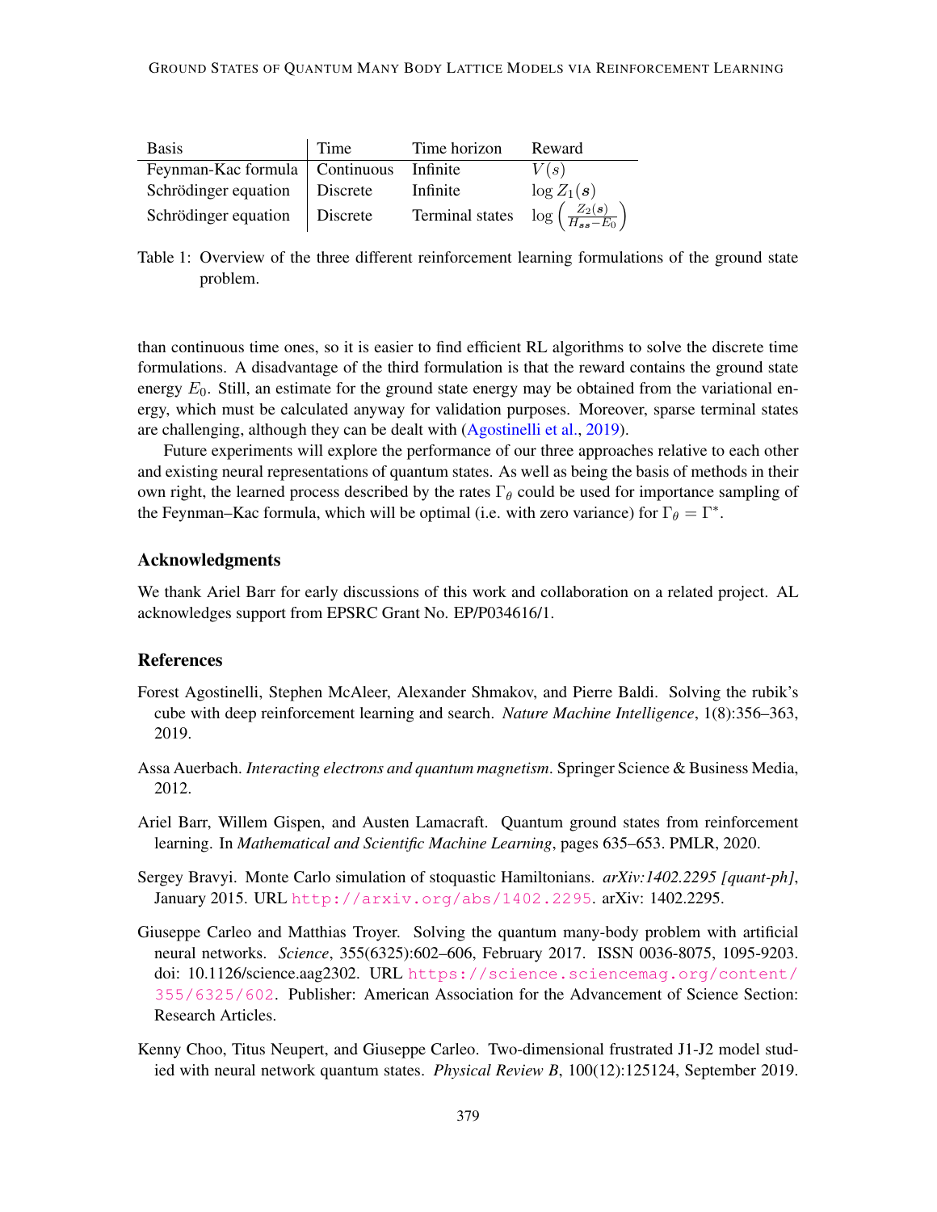| Basis | Time | Time horizon | Reward |
| --- | --- | --- | --- |
| Feynman-Kac formula | Continuous | Infinite | $V(s)$ |
| Schrödinger equation | Discrete | Infinite | $\log Z_1(\boldsymbol{s})$ |
| Schrödinger equation | Discrete | Terminal states | $\log\left(\frac{Z_2(\boldsymbol{s})}{H_{\boldsymbol{ss}}-E_0}\right)$ |

Table 1: Overview of the three different reinforcement learning formulations of the ground state problem.

than continuous time ones, so it is easier to find efficient RL algorithms to solve the discrete time formulations. A disadvantage of the third formulation is that the reward contains the ground state energy $E_0$. Still, an estimate for the ground state energy may be obtained from the variational energy, which must be calculated anyway for validation purposes. Moreover, sparse terminal states are challenging, although they can be dealt with (Agostinelli et al., 2019).

Future experiments will explore the performance of our three approaches relative to each other and existing neural representations of quantum states. As well as being the basis of methods in their own right, the learned process described by the rates $\Gamma_\theta$ could be used for importance sampling of the Feynman–Kac formula, which will be optimal (i.e. with zero variance) for $\Gamma_\theta = \Gamma^*$.

## Acknowledgments

We thank Ariel Barr for early discussions of this work and collaboration on a related project. AL acknowledges support from EPSRC Grant No. EP/P034616/1.

## References

Forest Agostinelli, Stephen McAleer, Alexander Shmakov, and Pierre Baldi. Solving the rubik's cube with deep reinforcement learning and search. *Nature Machine Intelligence*, 1(8):356–363, 2019.

Assa Auerbach. *Interacting electrons and quantum magnetism*. Springer Science & Business Media, 2012.

Ariel Barr, Willem Gispen, and Austen Lamacraft. Quantum ground states from reinforcement learning. In *Mathematical and Scientific Machine Learning*, pages 635–653. PMLR, 2020.

Sergey Bravyi. Monte Carlo simulation of stoquastic Hamiltonians. *arXiv:1402.2295 [quant-ph]*, January 2015. URL http://arxiv.org/abs/1402.2295. arXiv: 1402.2295.

Giuseppe Carleo and Matthias Troyer. Solving the quantum many-body problem with artificial neural networks. *Science*, 355(6325):602–606, February 2017. ISSN 0036-8075, 1095-9203. doi: 10.1126/science.aag2302. URL https://science.sciencemag.org/content/355/6325/602. Publisher: American Association for the Advancement of Science Section: Research Articles.

Kenny Choo, Titus Neupert, and Giuseppe Carleo. Two-dimensional frustrated J1-J2 model studied with neural network quantum states. *Physical Review B*, 100(12):125124, September 2019.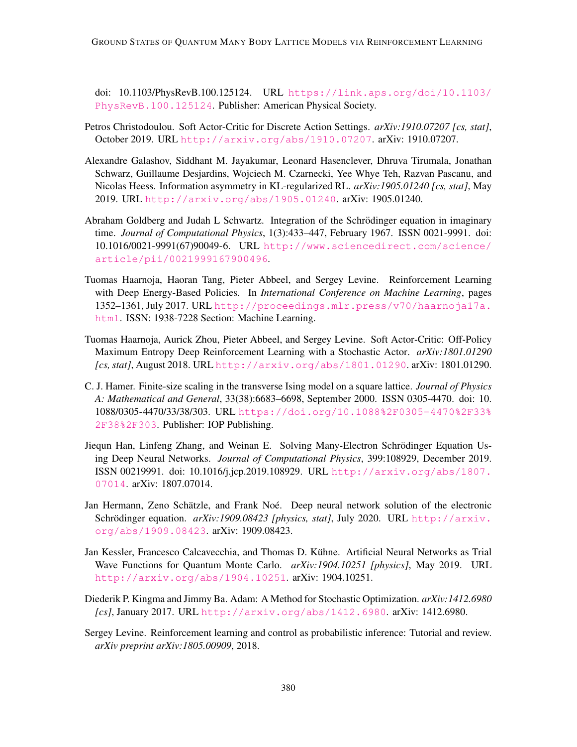doi: 10.1103/PhysRevB.100.125124. URL https://link.aps.org/doi/10.1103/PhysRevB.100.125124. Publisher: American Physical Society.

Petros Christodoulou. Soft Actor-Critic for Discrete Action Settings. *arXiv:1910.07207 [cs, stat]*, October 2019. URL http://arxiv.org/abs/1910.07207. arXiv: 1910.07207.

Alexandre Galashov, Siddhant M. Jayakumar, Leonard Hasenclever, Dhruva Tirumala, Jonathan Schwarz, Guillaume Desjardins, Wojciech M. Czarnecki, Yee Whye Teh, Razvan Pascanu, and Nicolas Heess. Information asymmetry in KL-regularized RL. *arXiv:1905.01240 [cs, stat]*, May 2019. URL http://arxiv.org/abs/1905.01240. arXiv: 1905.01240.

Abraham Goldberg and Judah L Schwartz. Integration of the Schrödinger equation in imaginary time. *Journal of Computational Physics*, 1(3):433–447, February 1967. ISSN 0021-9991. doi: 10.1016/0021-9991(67)90049-6. URL http://www.sciencedirect.com/science/article/pii/0021999167900496.

Tuomas Haarnoja, Haoran Tang, Pieter Abbeel, and Sergey Levine. Reinforcement Learning with Deep Energy-Based Policies. In *International Conference on Machine Learning*, pages 1352–1361, July 2017. URL http://proceedings.mlr.press/v70/haarnoja17a.html. ISSN: 1938-7228 Section: Machine Learning.

Tuomas Haarnoja, Aurick Zhou, Pieter Abbeel, and Sergey Levine. Soft Actor-Critic: Off-Policy Maximum Entropy Deep Reinforcement Learning with a Stochastic Actor. *arXiv:1801.01290 [cs, stat]*, August 2018. URL http://arxiv.org/abs/1801.01290. arXiv: 1801.01290.

C. J. Hamer. Finite-size scaling in the transverse Ising model on a square lattice. *Journal of Physics A: Mathematical and General*, 33(38):6683–6698, September 2000. ISSN 0305-4470. doi: 10.1088/0305-4470/33/38/303. URL https://doi.org/10.1088%2F0305-4470%2F33%2F38%2F303. Publisher: IOP Publishing.

Jiequn Han, Linfeng Zhang, and Weinan E. Solving Many-Electron Schrödinger Equation Using Deep Neural Networks. *Journal of Computational Physics*, 399:108929, December 2019. ISSN 00219991. doi: 10.1016/j.jcp.2019.108929. URL http://arxiv.org/abs/1807.07014. arXiv: 1807.07014.

Jan Hermann, Zeno Schätzle, and Frank Noé. Deep neural network solution of the electronic Schrödinger equation. *arXiv:1909.08423 [physics, stat]*, July 2020. URL http://arxiv.org/abs/1909.08423. arXiv: 1909.08423.

Jan Kessler, Francesco Calcavecchia, and Thomas D. Kühne. Artificial Neural Networks as Trial Wave Functions for Quantum Monte Carlo. *arXiv:1904.10251 [physics]*, May 2019. URL http://arxiv.org/abs/1904.10251. arXiv: 1904.10251.

Diederik P. Kingma and Jimmy Ba. Adam: A Method for Stochastic Optimization. *arXiv:1412.6980 [cs]*, January 2017. URL http://arxiv.org/abs/1412.6980. arXiv: 1412.6980.

Sergey Levine. Reinforcement learning and control as probabilistic inference: Tutorial and review. *arXiv preprint arXiv:1805.00909*, 2018.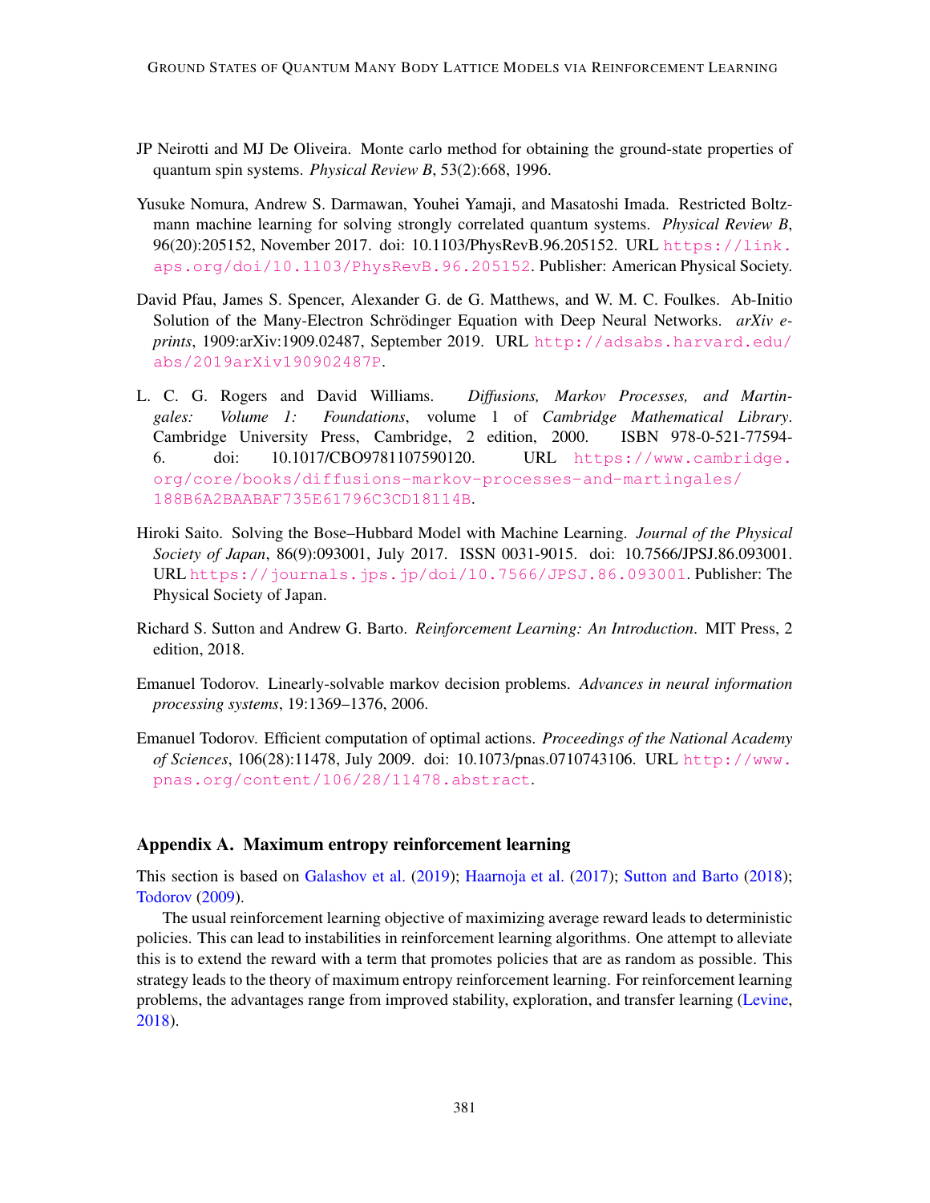JP Neirotti and MJ De Oliveira. Monte carlo method for obtaining the ground-state properties of quantum spin systems. *Physical Review B*, 53(2):668, 1996.

Yusuke Nomura, Andrew S. Darmawan, Youhei Yamaji, and Masatoshi Imada. Restricted Boltzmann machine learning for solving strongly correlated quantum systems. *Physical Review B*, 96(20):205152, November 2017. doi: 10.1103/PhysRevB.96.205152. URL https://link.aps.org/doi/10.1103/PhysRevB.96.205152. Publisher: American Physical Society.

David Pfau, James S. Spencer, Alexander G. de G. Matthews, and W. M. C. Foulkes. Ab-Initio Solution of the Many-Electron Schrödinger Equation with Deep Neural Networks. *arXiv e-prints*, 1909:arXiv:1909.02487, September 2019. URL http://adsabs.harvard.edu/abs/2019arXiv190902487P.

L. C. G. Rogers and David Williams. *Diffusions, Markov Processes, and Martingales: Volume 1: Foundations*, volume 1 of *Cambridge Mathematical Library*. Cambridge University Press, Cambridge, 2 edition, 2000. ISBN 978-0-521-77594-6. doi: 10.1017/CBO9781107590120. URL https://www.cambridge.org/core/books/diffusions-markov-processes-and-martingales/188B6A2BAABAF735E61796C3CD18114B.

Hiroki Saito. Solving the Bose–Hubbard Model with Machine Learning. *Journal of the Physical Society of Japan*, 86(9):093001, July 2017. ISSN 0031-9015. doi: 10.7566/JPSJ.86.093001. URL https://journals.jps.jp/doi/10.7566/JPSJ.86.093001. Publisher: The Physical Society of Japan.

Richard S. Sutton and Andrew G. Barto. *Reinforcement Learning: An Introduction*. MIT Press, 2 edition, 2018.

Emanuel Todorov. Linearly-solvable markov decision problems. *Advances in neural information processing systems*, 19:1369–1376, 2006.

Emanuel Todorov. Efficient computation of optimal actions. *Proceedings of the National Academy of Sciences*, 106(28):11478, July 2009. doi: 10.1073/pnas.0710743106. URL http://www.pnas.org/content/106/28/11478.abstract.

## Appendix A. Maximum entropy reinforcement learning

This section is based on Galashov et al. (2019); Haarnoja et al. (2017); Sutton and Barto (2018); Todorov (2009).

The usual reinforcement learning objective of maximizing average reward leads to deterministic policies. This can lead to instabilities in reinforcement learning algorithms. One attempt to alleviate this is to extend the reward with a term that promotes policies that are as random as possible. This strategy leads to the theory of maximum entropy reinforcement learning. For reinforcement learning problems, the advantages range from improved stability, exploration, and transfer learning (Levine, 2018).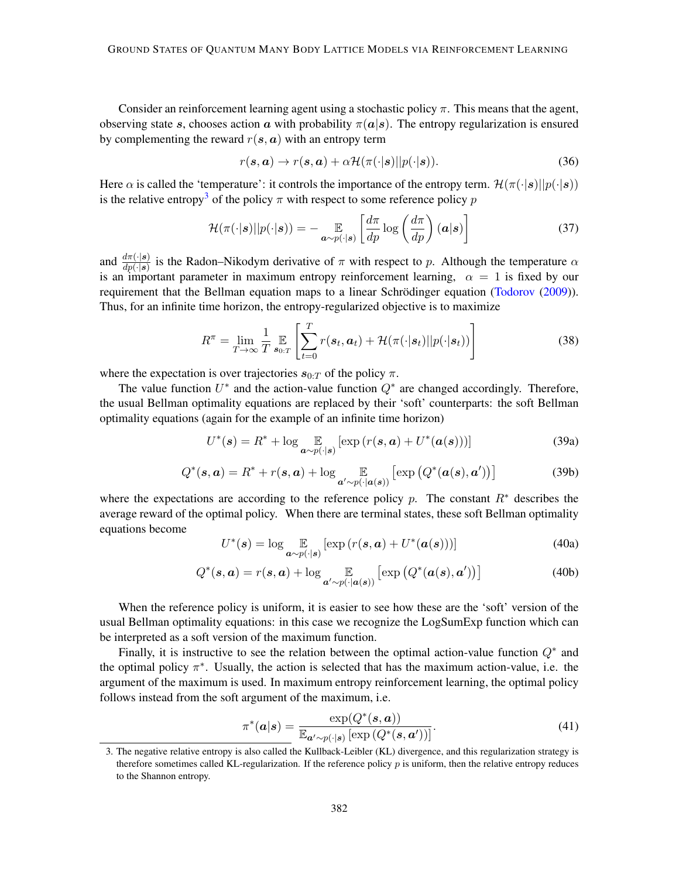Consider an reinforcement learning agent using a stochastic policy $\pi$. This means that the agent, observing state $\boldsymbol{s}$, chooses action $\boldsymbol{a}$ with probability $\pi(\boldsymbol{a}|\boldsymbol{s})$. The entropy regularization is ensured by complementing the reward $r(\boldsymbol{s}, \boldsymbol{a})$ with an entropy term

$$r(\boldsymbol{s}, \boldsymbol{a}) \to r(\boldsymbol{s}, \boldsymbol{a}) + \alpha \mathcal{H}(\pi(\cdot|\boldsymbol{s})||p(\cdot|\boldsymbol{s})). \tag{36}$$

Here $\alpha$ is called the 'temperature': it controls the importance of the entropy term. $\mathcal{H}(\pi(\cdot|\boldsymbol{s})||p(\cdot|\boldsymbol{s}))$ is the relative entropy[3] of the policy $\pi$ with respect to some reference policy $p$

$$\mathcal{H}(\pi(\cdot|\boldsymbol{s})||p(\cdot|\boldsymbol{s})) = - \mathop{\mathbb{E}}_{\boldsymbol{a} \sim p(\cdot|\boldsymbol{s})} \left[ \frac{d\pi}{dp} \log \left( \frac{d\pi}{dp} \right) (\boldsymbol{a}|\boldsymbol{s}) \right] \tag{37}$$

and $\frac{d\pi(\cdot|\boldsymbol{s})}{dp(\cdot|\boldsymbol{s})}$ is the Radon–Nikodym derivative of $\pi$ with respect to $p$. Although the temperature $\alpha$ is an important parameter in maximum entropy reinforcement learning, $\alpha = 1$ is fixed by our requirement that the Bellman equation maps to a linear Schrödinger equation (Todorov (2009)). Thus, for an infinite time horizon, the entropy-regularized objective is to maximize

$$R^\pi = \lim_{T \to \infty} \frac{1}{T} \mathop{\mathbb{E}}_{\boldsymbol{s}_{0:T}} \left[ \sum_{t=0}^{T} r(\boldsymbol{s}_t, \boldsymbol{a}_t) + \mathcal{H}(\pi(\cdot|\boldsymbol{s}_t)||p(\cdot|\boldsymbol{s}_t)) \right] \tag{38}$$

where the expectation is over trajectories $\boldsymbol{s}_{0:T}$ of the policy $\pi$.

The value function $U^*$ and the action-value function $Q^*$ are changed accordingly. Therefore, the usual Bellman optimality equations are replaced by their 'soft' counterparts: the soft Bellman optimality equations (again for the example of an infinite time horizon)

$$U^*(\boldsymbol{s}) = R^* + \log \mathop{\mathbb{E}}_{\boldsymbol{a} \sim p(\cdot|\boldsymbol{s})} \left[ \exp \left( r(\boldsymbol{s}, \boldsymbol{a}) + U^*(\boldsymbol{a}(\boldsymbol{s})) \right) \right] \tag{39a}$$

$$Q^*(\boldsymbol{s}, \boldsymbol{a}) = R^* + r(\boldsymbol{s}, \boldsymbol{a}) + \log \mathop{\mathbb{E}}_{\boldsymbol{a}' \sim p(\cdot|\boldsymbol{a}(\boldsymbol{s}))} \left[ \exp \left( Q^*(\boldsymbol{a}(\boldsymbol{s}), \boldsymbol{a}') \right) \right] \tag{39b}$$

where the expectations are according to the reference policy $p$. The constant $R^*$ describes the average reward of the optimal policy. When there are terminal states, these soft Bellman optimality equations become

$$U^*(\boldsymbol{s}) = \log \mathop{\mathbb{E}}_{\boldsymbol{a} \sim p(\cdot|\boldsymbol{s})} \left[ \exp \left( r(\boldsymbol{s}, \boldsymbol{a}) + U^*(\boldsymbol{a}(\boldsymbol{s})) \right) \right] \tag{40a}$$

$$Q^*(\boldsymbol{s}, \boldsymbol{a}) = r(\boldsymbol{s}, \boldsymbol{a}) + \log \mathop{\mathbb{E}}_{\boldsymbol{a}' \sim p(\cdot|\boldsymbol{a}(\boldsymbol{s}))} \left[ \exp \left( Q^*(\boldsymbol{a}(\boldsymbol{s}), \boldsymbol{a}') \right) \right] \tag{40b}$$

When the reference policy is uniform, it is easier to see how these are the 'soft' version of the usual Bellman optimality equations: in this case we recognize the LogSumExp function which can be interpreted as a soft version of the maximum function.

Finally, it is instructive to see the relation between the optimal action-value function $Q^*$ and the optimal policy $\pi^*$. Usually, the action is selected that has the maximum action-value, i.e. the argument of the maximum is used. In maximum entropy reinforcement learning, the optimal policy follows instead from the soft argument of the maximum, i.e.

$$\pi^*(\boldsymbol{a}|\boldsymbol{s}) = \frac{\exp(Q^*(\boldsymbol{s}, \boldsymbol{a}))}{\mathbb{E}_{\boldsymbol{a}' \sim p(\cdot|\boldsymbol{s})} \left[ \exp \left( Q^*(\boldsymbol{s}, \boldsymbol{a}') \right) \right]}. \tag{41}$$

3. The negative relative entropy is also called the Kullback-Leibler (KL) divergence, and this regularization strategy is therefore sometimes called KL-regularization. If the reference policy $p$ is uniform, then the relative entropy reduces to the Shannon entropy.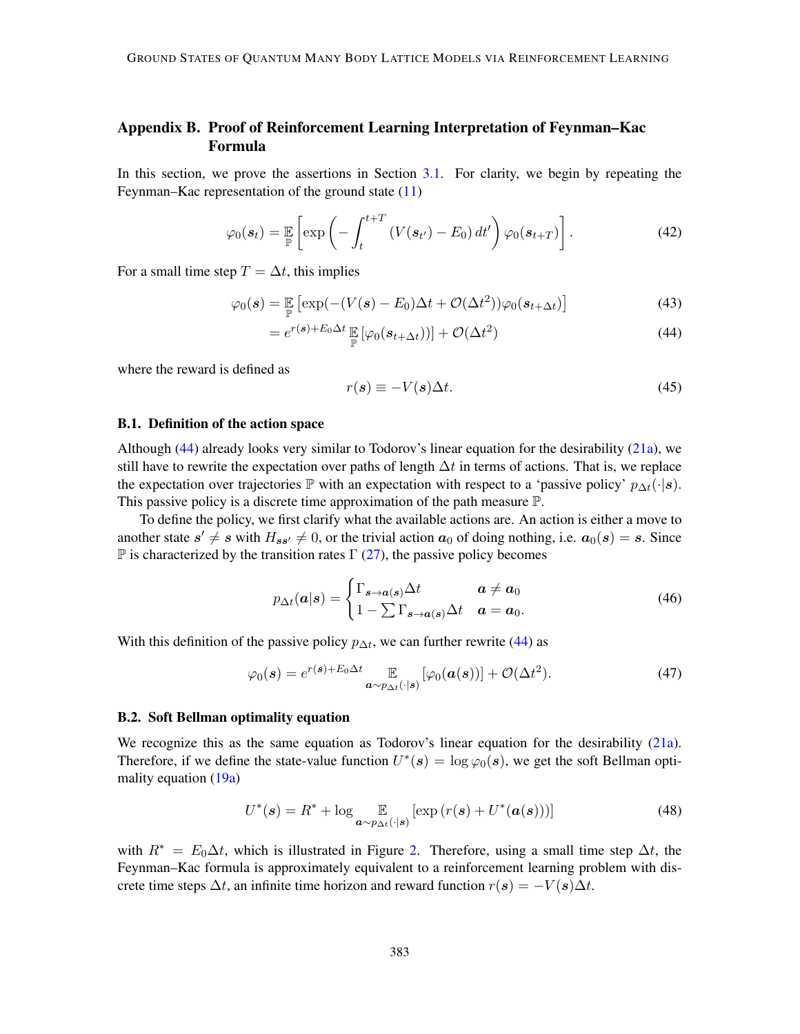## Appendix B. Proof of Reinforcement Learning Interpretation of Feynman–Kac Formula

In this section, we prove the assertions in Section 3.1. For clarity, we begin by repeating the Feynman–Kac representation of the ground state (11)

$$\varphi_0(\boldsymbol{s}_t) = \mathop{\mathbb{E}}_{\mathbb{P}}\left[\exp\left(-\int_t^{t+T} (V(\boldsymbol{s}_{t'}) - E_0)\, dt'\right)\varphi_0(\boldsymbol{s}_{t+T})\right]. \tag{42}$$

For a small time step $T = \Delta t$, this implies

$$\varphi_0(\boldsymbol{s}) = \mathop{\mathbb{E}}_{\mathbb{P}}\left[\exp(-(V(\boldsymbol{s}) - E_0)\Delta t + \mathcal{O}(\Delta t^2))\varphi_0(\boldsymbol{s}_{t+\Delta t})\right] \tag{43}$$

$$= e^{r(\boldsymbol{s}) + E_0\Delta t}\mathop{\mathbb{E}}_{\mathbb{P}}\left[\varphi_0(\boldsymbol{s}_{t+\Delta t}))\right] + \mathcal{O}(\Delta t^2) \tag{44}$$

where the reward is defined as

$$r(\boldsymbol{s}) \equiv -V(\boldsymbol{s})\Delta t. \tag{45}$$

### B.1. Definition of the action space

Although (44) already looks very similar to Todorov's linear equation for the desirability (21a), we still have to rewrite the expectation over paths of length $\Delta t$ in terms of actions. That is, we replace the expectation over trajectories $\mathbb{P}$ with an expectation with respect to a 'passive policy' $p_{\Delta t}(\cdot|\boldsymbol{s})$. This passive policy is a discrete time approximation of the path measure $\mathbb{P}$.

To define the policy, we first clarify what the available actions are. An action is either a move to another state $\boldsymbol{s}' \neq \boldsymbol{s}$ with $H_{\boldsymbol{s}\boldsymbol{s}'} \neq 0$, or the trivial action $\boldsymbol{a}_0$ of doing nothing, i.e. $\boldsymbol{a}_0(\boldsymbol{s}) = \boldsymbol{s}$. Since $\mathbb{P}$ is characterized by the transition rates $\Gamma$ (27), the passive policy becomes

$$p_{\Delta t}(\boldsymbol{a}|\boldsymbol{s}) = \begin{cases} \Gamma_{\boldsymbol{s}\to\boldsymbol{a}(\boldsymbol{s})}\Delta t & \boldsymbol{a} \neq \boldsymbol{a}_0 \\ 1 - \sum \Gamma_{\boldsymbol{s}\to\boldsymbol{a}(\boldsymbol{s})}\Delta t & \boldsymbol{a} = \boldsymbol{a}_0. \end{cases} \tag{46}$$

With this definition of the passive policy $p_{\Delta t}$, we can further rewrite (44) as

$$\varphi_0(\boldsymbol{s}) = e^{r(\boldsymbol{s}) + E_0\Delta t}\mathop{\mathbb{E}}_{\boldsymbol{a}\sim p_{\Delta t}(\cdot|\boldsymbol{s})}\left[\varphi_0(\boldsymbol{a}(\boldsymbol{s}))\right] + \mathcal{O}(\Delta t^2). \tag{47}$$

### B.2. Soft Bellman optimality equation

We recognize this as the same equation as Todorov's linear equation for the desirability (21a). Therefore, if we define the state-value function $U^*(\boldsymbol{s}) = \log\varphi_0(\boldsymbol{s})$, we get the soft Bellman optimality equation (19a)

$$U^*(\boldsymbol{s}) = R^* + \log \mathop{\mathbb{E}}_{\boldsymbol{a}\sim p_{\Delta t}(\cdot|\boldsymbol{s})}\left[\exp\left(r(\boldsymbol{s}) + U^*(\boldsymbol{a}(\boldsymbol{s}))\right)\right] \tag{48}$$

with $R^* = E_0\Delta t$, which is illustrated in Figure 2. Therefore, using a small time step $\Delta t$, the Feynman–Kac formula is approximately equivalent to a reinforcement learning problem with discrete time steps $\Delta t$, an infinite time horizon and reward function $r(\boldsymbol{s}) = -V(\boldsymbol{s})\Delta t$.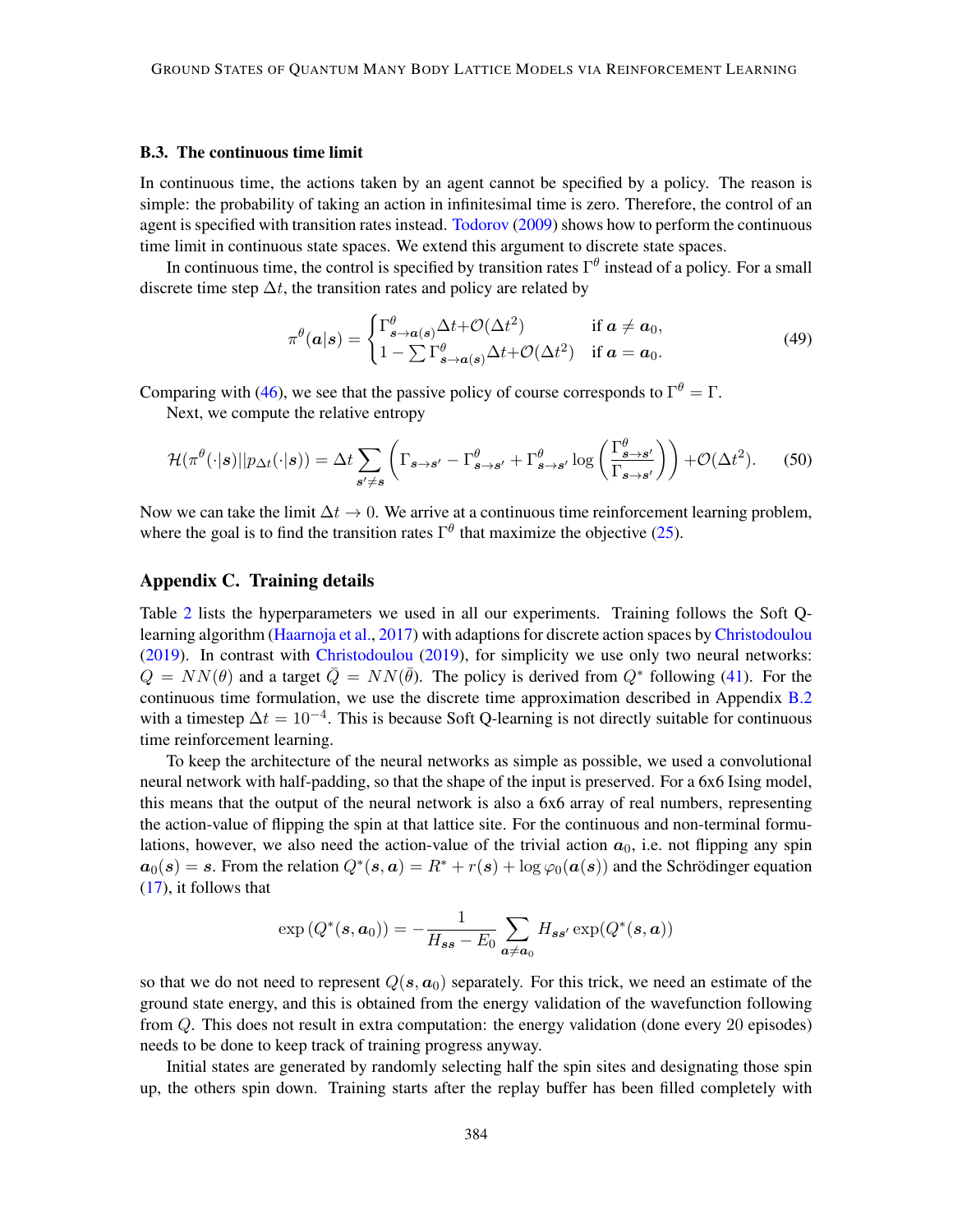### B.3. The continuous time limit

In continuous time, the actions taken by an agent cannot be specified by a policy. The reason is simple: the probability of taking an action in infinitesimal time is zero. Therefore, the control of an agent is specified with transition rates instead. Todorov (2009) shows how to perform the continuous time limit in continuous state spaces. We extend this argument to discrete state spaces.

In continuous time, the control is specified by transition rates $\Gamma^\theta$ instead of a policy. For a small discrete time step $\Delta t$, the transition rates and policy are related by

$$\pi^\theta(\boldsymbol{a}|\boldsymbol{s}) = \begin{cases} \Gamma^\theta_{\boldsymbol{s}\to\boldsymbol{a}(\boldsymbol{s})}\Delta t + \mathcal{O}(\Delta t^2) & \text{if } \boldsymbol{a} \neq \boldsymbol{a}_0, \\ 1 - \sum \Gamma^\theta_{\boldsymbol{s}\to\boldsymbol{a}(\boldsymbol{s})}\Delta t + \mathcal{O}(\Delta t^2) & \text{if } \boldsymbol{a} = \boldsymbol{a}_0. \end{cases} \tag{49}$$

Comparing with (46), we see that the passive policy of course corresponds to $\Gamma^\theta = \Gamma$.

Next, we compute the relative entropy

$$\mathcal{H}(\pi^\theta(\cdot|\boldsymbol{s})||p_{\Delta t}(\cdot|\boldsymbol{s})) = \Delta t \sum_{\boldsymbol{s}'\neq\boldsymbol{s}} \left( \Gamma_{\boldsymbol{s}\to\boldsymbol{s}'} - \Gamma^\theta_{\boldsymbol{s}\to\boldsymbol{s}'} + \Gamma^\theta_{\boldsymbol{s}\to\boldsymbol{s}'} \log\left(\frac{\Gamma^\theta_{\boldsymbol{s}\to\boldsymbol{s}'}}{\Gamma_{\boldsymbol{s}\to\boldsymbol{s}'}}\right)\right) + \mathcal{O}(\Delta t^2). \tag{50}$$

Now we can take the limit $\Delta t \to 0$. We arrive at a continuous time reinforcement learning problem, where the goal is to find the transition rates $\Gamma^\theta$ that maximize the objective (25).

## Appendix C. Training details

Table 2 lists the hyperparameters we used in all our experiments. Training follows the Soft Q-learning algorithm (Haarnoja et al., 2017) with adaptions for discrete action spaces by Christodoulou (2019). In contrast with Christodoulou (2019), for simplicity we use only two neural networks: $Q = NN(\theta)$ and a target $\bar{Q} = NN(\bar{\theta})$. The policy is derived from $Q^*$ following (41). For the continuous time formulation, we use the discrete time approximation described in Appendix B.2 with a timestep $\Delta t = 10^{-4}$. This is because Soft Q-learning is not directly suitable for continuous time reinforcement learning.

To keep the architecture of the neural networks as simple as possible, we used a convolutional neural network with half-padding, so that the shape of the input is preserved. For a 6x6 Ising model, this means that the output of the neural network is also a 6x6 array of real numbers, representing the action-value of flipping the spin at that lattice site. For the continuous and non-terminal formulations, however, we also need the action-value of the trivial action $\boldsymbol{a}_0$, i.e. not flipping any spin $\boldsymbol{a}_0(\boldsymbol{s}) = \boldsymbol{s}$. From the relation $Q^*(\boldsymbol{s}, \boldsymbol{a}) = R^* + r(\boldsymbol{s}) + \log\varphi_0(\boldsymbol{a}(\boldsymbol{s}))$ and the Schrödinger equation (17), it follows that

$$\exp\left(Q^*(\boldsymbol{s}, \boldsymbol{a}_0)\right) = -\frac{1}{H_{\boldsymbol{s}\boldsymbol{s}} - E_0} \sum_{\boldsymbol{a}\neq\boldsymbol{a}_0} H_{\boldsymbol{s}\boldsymbol{s}'} \exp(Q^*(\boldsymbol{s}, \boldsymbol{a}))$$

so that we do not need to represent $Q(\boldsymbol{s}, \boldsymbol{a}_0)$ separately. For this trick, we need an estimate of the ground state energy, and this is obtained from the energy validation of the wavefunction following from $Q$. This does not result in extra computation: the energy validation (done every 20 episodes) needs to be done to keep track of training progress anyway.

Initial states are generated by randomly selecting half the spin sites and designating those spin up, the others spin down. Training starts after the replay buffer has been filled completely with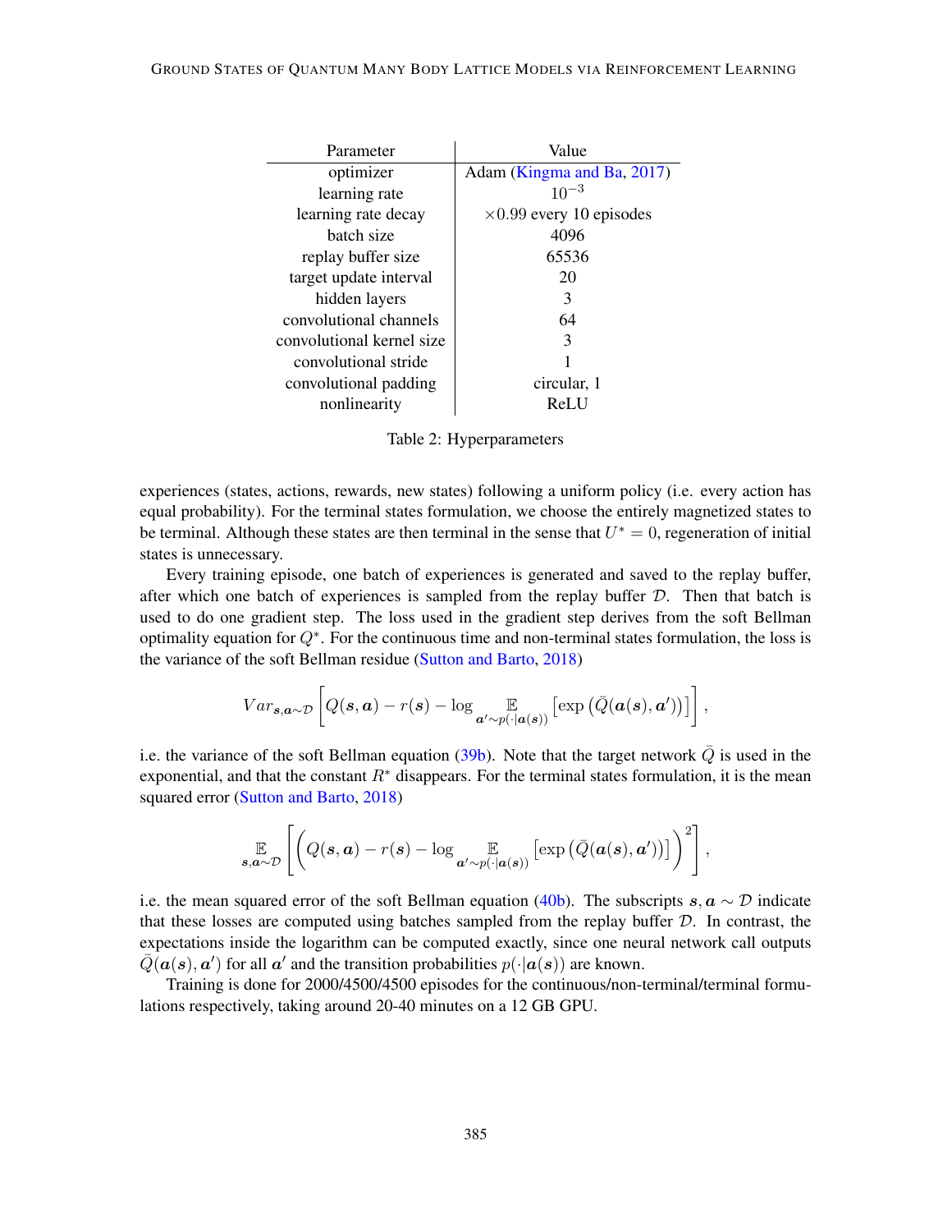| Parameter | Value |
|---|---|
| optimizer | Adam (Kingma and Ba, 2017) |
| learning rate | $10^{-3}$ |
| learning rate decay | $\times 0.99$ every 10 episodes |
| batch size | 4096 |
| replay buffer size | 65536 |
| target update interval | 20 |
| hidden layers | 3 |
| convolutional channels | 64 |
| convolutional kernel size | 3 |
| convolutional stride | 1 |
| convolutional padding | circular, 1 |
| nonlinearity | ReLU |

Table 2: Hyperparameters

experiences (states, actions, rewards, new states) following a uniform policy (i.e. every action has equal probability). For the terminal states formulation, we choose the entirely magnetized states to be terminal. Although these states are then terminal in the sense that $U^* = 0$, regeneration of initial states is unnecessary.

Every training episode, one batch of experiences is generated and saved to the replay buffer, after which one batch of experiences is sampled from the replay buffer $\mathcal{D}$. Then that batch is used to do one gradient step. The loss used in the gradient step derives from the soft Bellman optimality equation for $Q^*$. For the continuous time and non-terminal states formulation, the loss is the variance of the soft Bellman residue (Sutton and Barto, 2018)

$$Var_{\boldsymbol{s},\boldsymbol{a}\sim\mathcal{D}}\left[Q(\boldsymbol{s},\boldsymbol{a}) - r(\boldsymbol{s}) - \log \underset{\boldsymbol{a}'\sim p(\cdot|\boldsymbol{a}(\boldsymbol{s}))}{\mathbb{E}}\left[\exp\left(\bar{Q}(\boldsymbol{a}(\boldsymbol{s}),\boldsymbol{a}')\right)\right]\right],$$

i.e. the variance of the soft Bellman equation (39b). Note that the target network $\bar{Q}$ is used in the exponential, and that the constant $R^*$ disappears. For the terminal states formulation, it is the mean squared error (Sutton and Barto, 2018)

$$\underset{\boldsymbol{s},\boldsymbol{a}\sim\mathcal{D}}{\mathbb{E}}\left[\left(Q(\boldsymbol{s},\boldsymbol{a}) - r(\boldsymbol{s}) - \log \underset{\boldsymbol{a}'\sim p(\cdot|\boldsymbol{a}(\boldsymbol{s}))}{\mathbb{E}}\left[\exp\left(\bar{Q}(\boldsymbol{a}(\boldsymbol{s}),\boldsymbol{a}')\right)\right]\right)^2\right],$$

i.e. the mean squared error of the soft Bellman equation (40b). The subscripts $\boldsymbol{s},\boldsymbol{a}\sim\mathcal{D}$ indicate that these losses are computed using batches sampled from the replay buffer $\mathcal{D}$. In contrast, the expectations inside the logarithm can be computed exactly, since one neural network call outputs $\bar{Q}(\boldsymbol{a}(\boldsymbol{s}),\boldsymbol{a}')$ for all $\boldsymbol{a}'$ and the transition probabilities $p(\cdot|\boldsymbol{a}(\boldsymbol{s}))$ are known.

Training is done for 2000/4500/4500 episodes for the continuous/non-terminal/terminal formulations respectively, taking around 20-40 minutes on a 12 GB GPU.